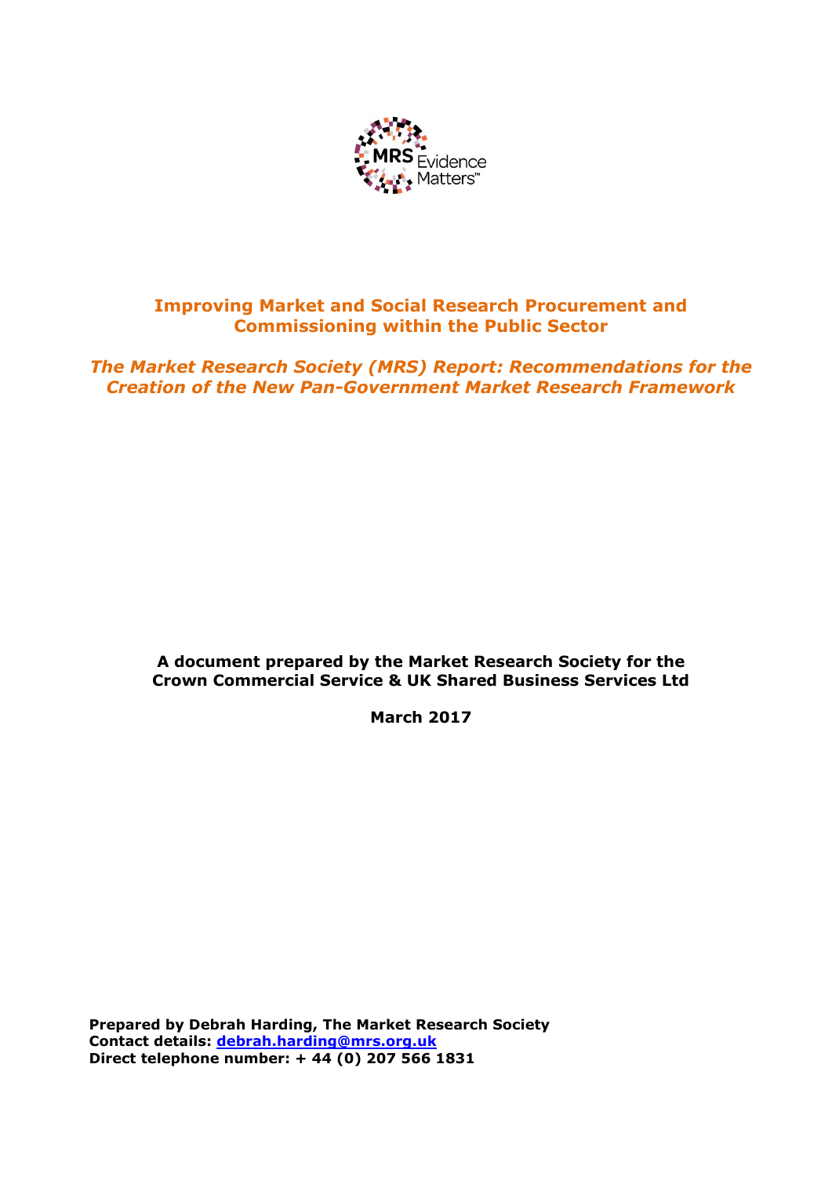# Improving Market and Social Research Procurement and Commissioning within the Public Sector

## *The Market Research Society (MRS) Report: Recommendations for the Creation of the New Pan-Government Market Research Framework*

**A document prepared by the Market Research Society for the Crown Commercial Service & UK Shared Business Services Ltd**

**March 2017**

**Prepared by Debrah Harding, The Market Research Society**
**Contact details: debrah.harding@mrs.org.uk**
**Direct telephone number: + 44 (0) 207 566 1831**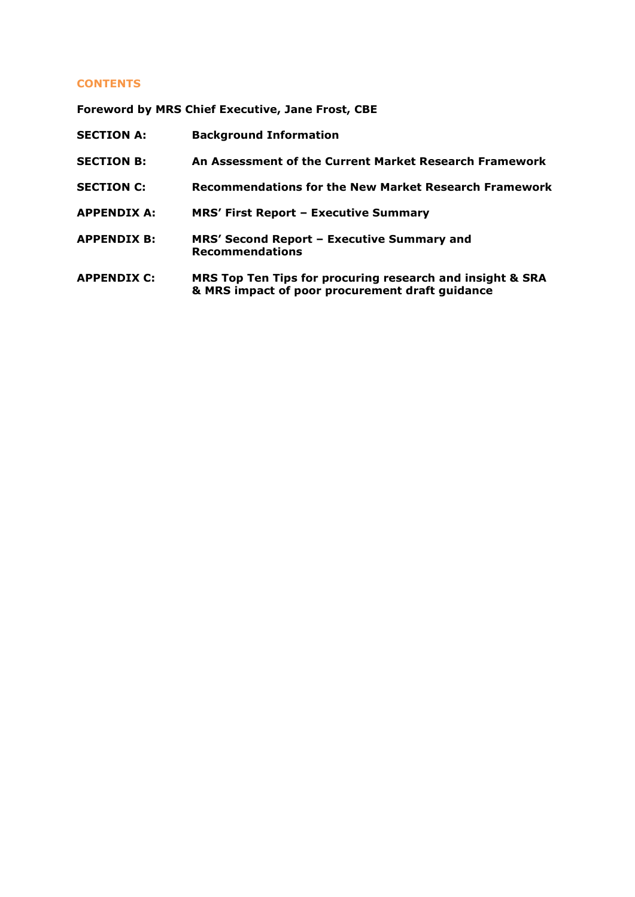## CONTENTS

**Foreword by MRS Chief Executive, Jane Frost, CBE**

| | |
|---|---|
| **SECTION A:** | **Background Information** |
| **SECTION B:** | **An Assessment of the Current Market Research Framework** |
| **SECTION C:** | **Recommendations for the New Market Research Framework** |
| **APPENDIX A:** | **MRS' First Report – Executive Summary** |
| **APPENDIX B:** | **MRS' Second Report – Executive Summary and Recommendations** |
| **APPENDIX C:** | **MRS Top Ten Tips for procuring research and insight & SRA & MRS impact of poor procurement draft guidance** |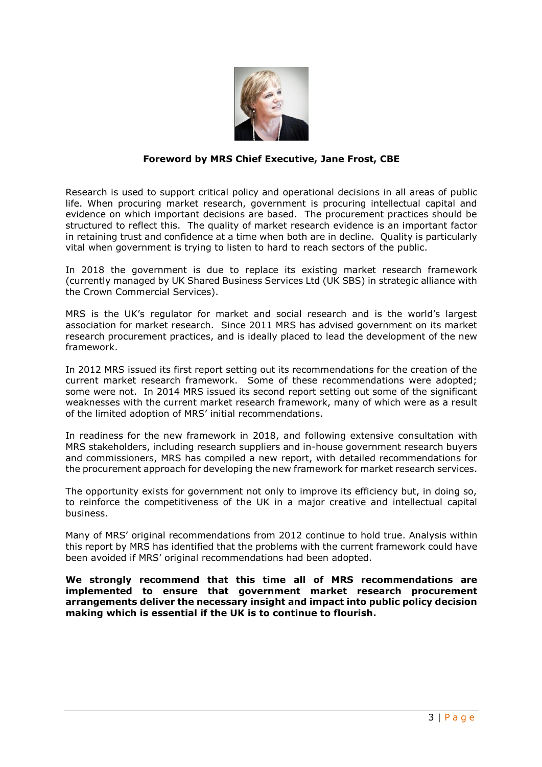**Foreword by MRS Chief Executive, Jane Frost, CBE**

Research is used to support critical policy and operational decisions in all areas of public life. When procuring market research, government is procuring intellectual capital and evidence on which important decisions are based. The procurement practices should be structured to reflect this. The quality of market research evidence is an important factor in retaining trust and confidence at a time when both are in decline. Quality is particularly vital when government is trying to listen to hard to reach sectors of the public.

In 2018 the government is due to replace its existing market research framework (currently managed by UK Shared Business Services Ltd (UK SBS) in strategic alliance with the Crown Commercial Services).

MRS is the UK's regulator for market and social research and is the world's largest association for market research. Since 2011 MRS has advised government on its market research procurement practices, and is ideally placed to lead the development of the new framework.

In 2012 MRS issued its first report setting out its recommendations for the creation of the current market research framework. Some of these recommendations were adopted; some were not. In 2014 MRS issued its second report setting out some of the significant weaknesses with the current market research framework, many of which were as a result of the limited adoption of MRS' initial recommendations.

In readiness for the new framework in 2018, and following extensive consultation with MRS stakeholders, including research suppliers and in-house government research buyers and commissioners, MRS has compiled a new report, with detailed recommendations for the procurement approach for developing the new framework for market research services.

The opportunity exists for government not only to improve its efficiency but, in doing so, to reinforce the competitiveness of the UK in a major creative and intellectual capital business.

Many of MRS' original recommendations from 2012 continue to hold true. Analysis within this report by MRS has identified that the problems with the current framework could have been avoided if MRS' original recommendations had been adopted.

**We strongly recommend that this time all of MRS recommendations are implemented to ensure that government market research procurement arrangements deliver the necessary insight and impact into public policy decision making which is essential if the UK is to continue to flourish.**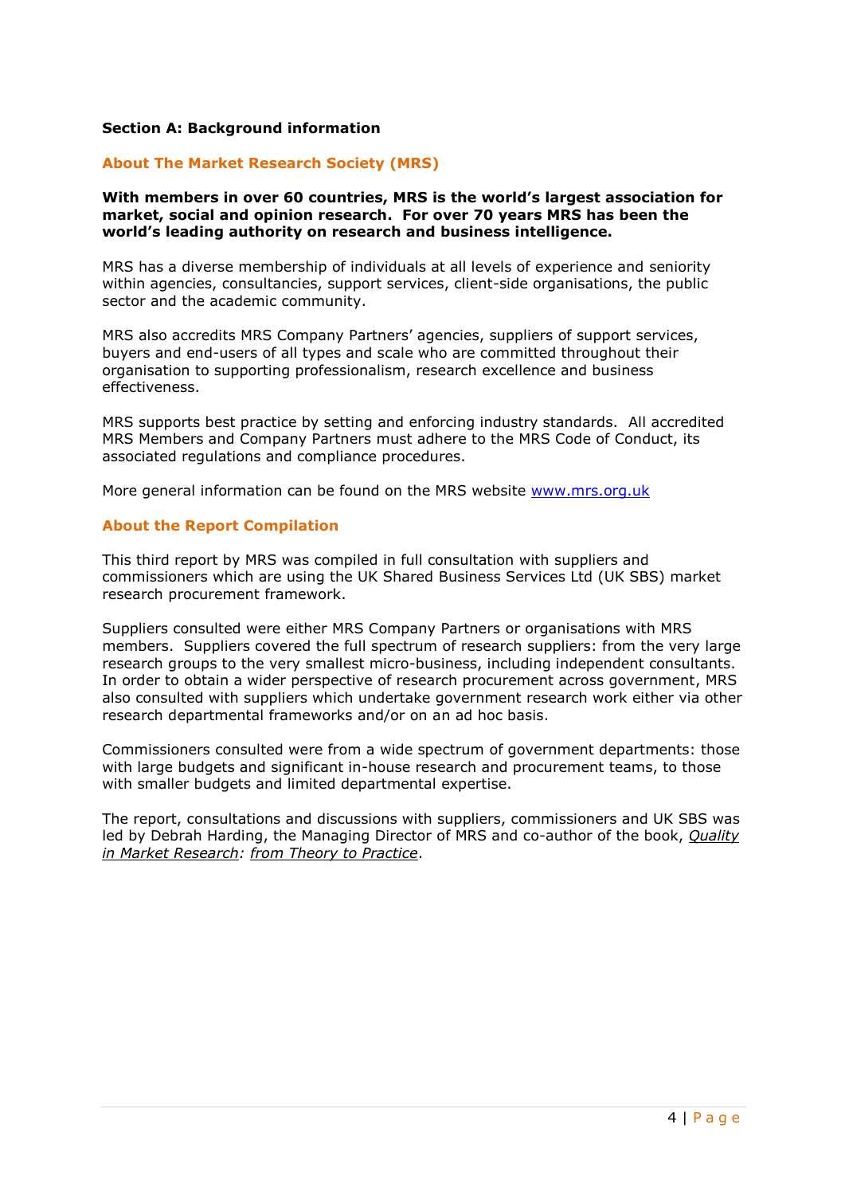## Section A: Background information

### About The Market Research Society (MRS)

**With members in over 60 countries, MRS is the world's largest association for market, social and opinion research. For over 70 years MRS has been the world's leading authority on research and business intelligence.**

MRS has a diverse membership of individuals at all levels of experience and seniority within agencies, consultancies, support services, client-side organisations, the public sector and the academic community.

MRS also accredits MRS Company Partners' agencies, suppliers of support services, buyers and end-users of all types and scale who are committed throughout their organisation to supporting professionalism, research excellence and business effectiveness.

MRS supports best practice by setting and enforcing industry standards. All accredited MRS Members and Company Partners must adhere to the MRS Code of Conduct, its associated regulations and compliance procedures.

More general information can be found on the MRS website www.mrs.org.uk

### About the Report Compilation

This third report by MRS was compiled in full consultation with suppliers and commissioners which are using the UK Shared Business Services Ltd (UK SBS) market research procurement framework.

Suppliers consulted were either MRS Company Partners or organisations with MRS members. Suppliers covered the full spectrum of research suppliers: from the very large research groups to the very smallest micro-business, including independent consultants. In order to obtain a wider perspective of research procurement across government, MRS also consulted with suppliers which undertake government research work either via other research departmental frameworks and/or on an ad hoc basis.

Commissioners consulted were from a wide spectrum of government departments: those with large budgets and significant in-house research and procurement teams, to those with smaller budgets and limited departmental expertise.

The report, consultations and discussions with suppliers, commissioners and UK SBS was led by Debrah Harding, the Managing Director of MRS and co-author of the book, *Quality in Market Research: from Theory to Practice*.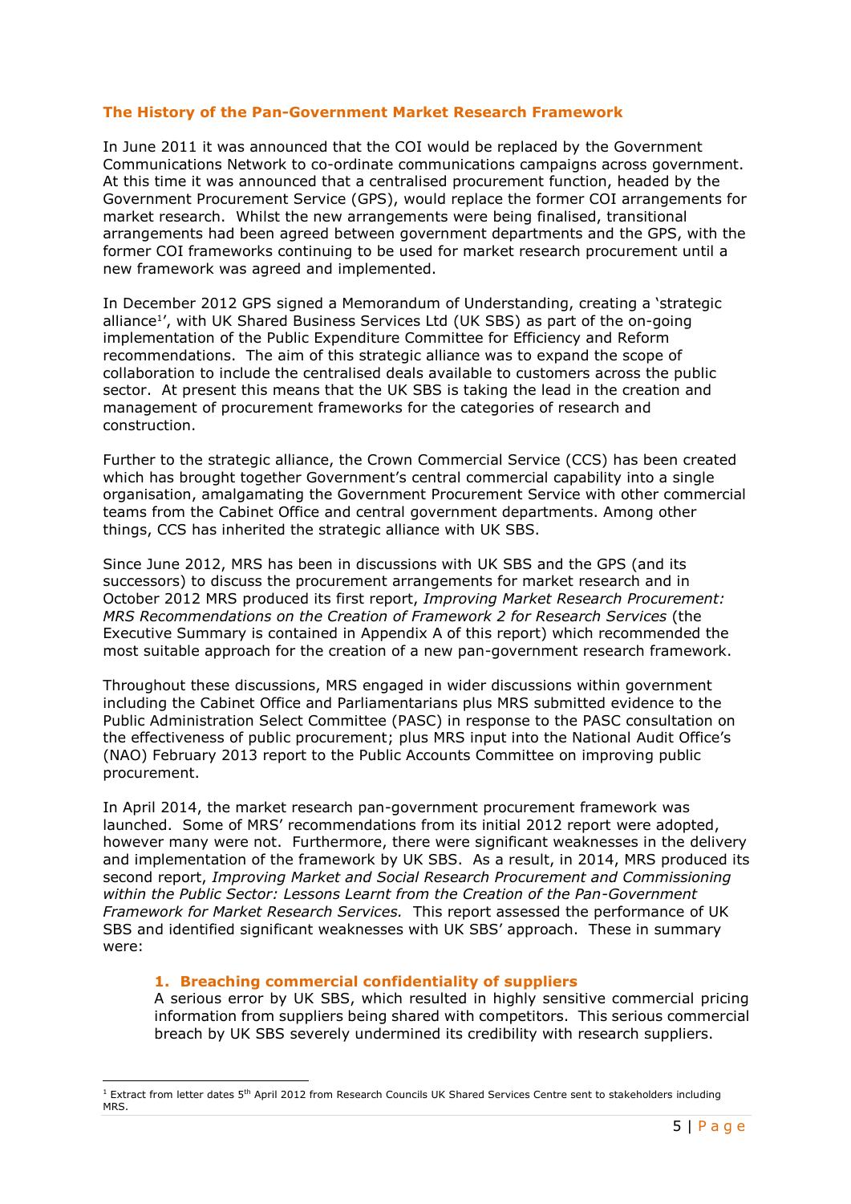## The History of the Pan-Government Market Research Framework

In June 2011 it was announced that the COI would be replaced by the Government Communications Network to co-ordinate communications campaigns across government. At this time it was announced that a centralised procurement function, headed by the Government Procurement Service (GPS), would replace the former COI arrangements for market research. Whilst the new arrangements were being finalised, transitional arrangements had been agreed between government departments and the GPS, with the former COI frameworks continuing to be used for market research procurement until a new framework was agreed and implemented.

In December 2012 GPS signed a Memorandum of Understanding, creating a 'strategic alliance[1]', with UK Shared Business Services Ltd (UK SBS) as part of the on-going implementation of the Public Expenditure Committee for Efficiency and Reform recommendations. The aim of this strategic alliance was to expand the scope of collaboration to include the centralised deals available to customers across the public sector. At present this means that the UK SBS is taking the lead in the creation and management of procurement frameworks for the categories of research and construction.

Further to the strategic alliance, the Crown Commercial Service (CCS) has been created which has brought together Government's central commercial capability into a single organisation, amalgamating the Government Procurement Service with other commercial teams from the Cabinet Office and central government departments. Among other things, CCS has inherited the strategic alliance with UK SBS.

Since June 2012, MRS has been in discussions with UK SBS and the GPS (and its successors) to discuss the procurement arrangements for market research and in October 2012 MRS produced its first report, *Improving Market Research Procurement: MRS Recommendations on the Creation of Framework 2 for Research Services* (the Executive Summary is contained in Appendix A of this report) which recommended the most suitable approach for the creation of a new pan-government research framework.

Throughout these discussions, MRS engaged in wider discussions within government including the Cabinet Office and Parliamentarians plus MRS submitted evidence to the Public Administration Select Committee (PASC) in response to the PASC consultation on the effectiveness of public procurement; plus MRS input into the National Audit Office's (NAO) February 2013 report to the Public Accounts Committee on improving public procurement.

In April 2014, the market research pan-government procurement framework was launched. Some of MRS' recommendations from its initial 2012 report were adopted, however many were not. Furthermore, there were significant weaknesses in the delivery and implementation of the framework by UK SBS. As a result, in 2014, MRS produced its second report, *Improving Market and Social Research Procurement and Commissioning within the Public Sector: Lessons Learnt from the Creation of the Pan-Government Framework for Market Research Services.* This report assessed the performance of UK SBS and identified significant weaknesses with UK SBS' approach. These in summary were:

1. **Breaching commercial confidentiality of suppliers**
   A serious error by UK SBS, which resulted in highly sensitive commercial pricing information from suppliers being shared with competitors. This serious commercial breach by UK SBS severely undermined its credibility with research suppliers.

---

[1] Extract from letter dates 5th April 2012 from Research Councils UK Shared Services Centre sent to stakeholders including MRS.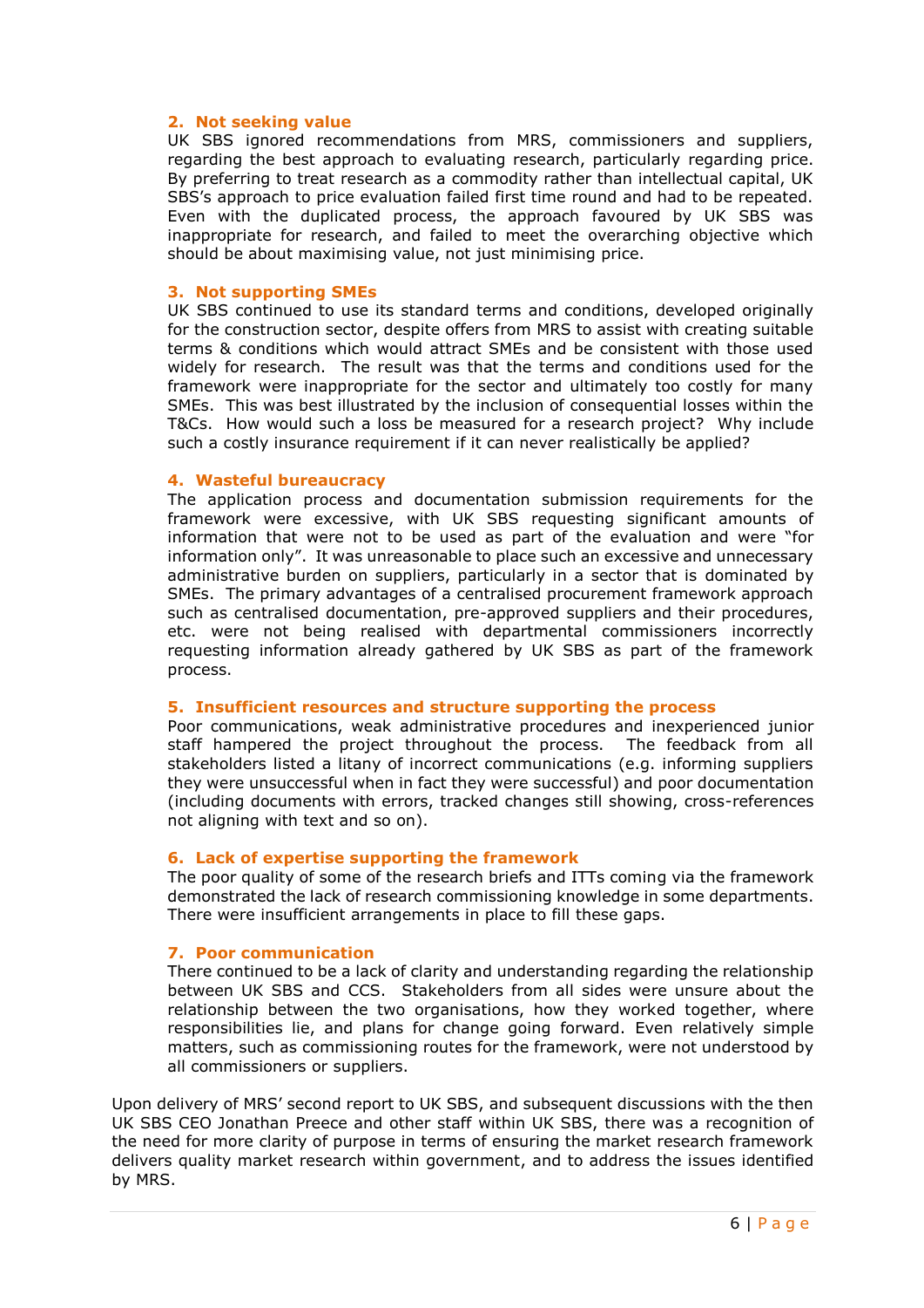### 2. Not seeking value

UK SBS ignored recommendations from MRS, commissioners and suppliers, regarding the best approach to evaluating research, particularly regarding price. By preferring to treat research as a commodity rather than intellectual capital, UK SBS's approach to price evaluation failed first time round and had to be repeated. Even with the duplicated process, the approach favoured by UK SBS was inappropriate for research, and failed to meet the overarching objective which should be about maximising value, not just minimising price.

### 3. Not supporting SMEs

UK SBS continued to use its standard terms and conditions, developed originally for the construction sector, despite offers from MRS to assist with creating suitable terms & conditions which would attract SMEs and be consistent with those used widely for research. The result was that the terms and conditions used for the framework were inappropriate for the sector and ultimately too costly for many SMEs. This was best illustrated by the inclusion of consequential losses within the T&Cs. How would such a loss be measured for a research project? Why include such a costly insurance requirement if it can never realistically be applied?

### 4. Wasteful bureaucracy

The application process and documentation submission requirements for the framework were excessive, with UK SBS requesting significant amounts of information that were not to be used as part of the evaluation and were "for information only". It was unreasonable to place such an excessive and unnecessary administrative burden on suppliers, particularly in a sector that is dominated by SMEs. The primary advantages of a centralised procurement framework approach such as centralised documentation, pre-approved suppliers and their procedures, etc. were not being realised with departmental commissioners incorrectly requesting information already gathered by UK SBS as part of the framework process.

### 5. Insufficient resources and structure supporting the process

Poor communications, weak administrative procedures and inexperienced junior staff hampered the project throughout the process. The feedback from all stakeholders listed a litany of incorrect communications (e.g. informing suppliers they were unsuccessful when in fact they were successful) and poor documentation (including documents with errors, tracked changes still showing, cross-references not aligning with text and so on).

### 6. Lack of expertise supporting the framework

The poor quality of some of the research briefs and ITTs coming via the framework demonstrated the lack of research commissioning knowledge in some departments. There were insufficient arrangements in place to fill these gaps.

### 7. Poor communication

There continued to be a lack of clarity and understanding regarding the relationship between UK SBS and CCS. Stakeholders from all sides were unsure about the relationship between the two organisations, how they worked together, where responsibilities lie, and plans for change going forward. Even relatively simple matters, such as commissioning routes for the framework, were not understood by all commissioners or suppliers.

Upon delivery of MRS' second report to UK SBS, and subsequent discussions with the then UK SBS CEO Jonathan Preece and other staff within UK SBS, there was a recognition of the need for more clarity of purpose in terms of ensuring the market research framework delivers quality market research within government, and to address the issues identified by MRS.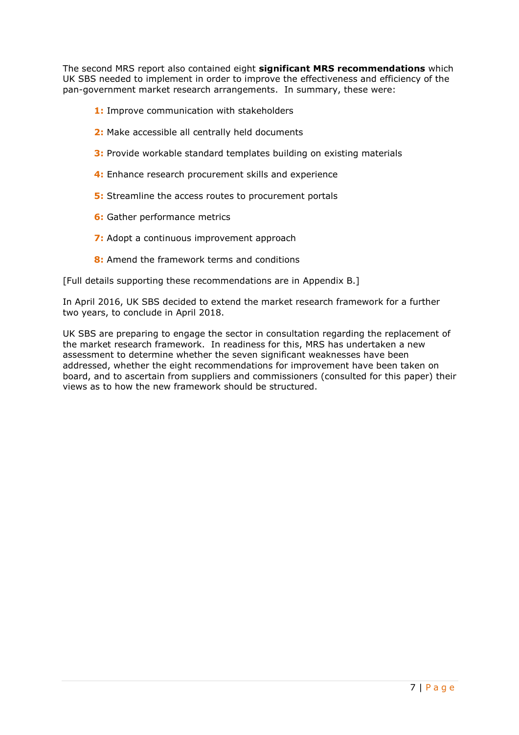The second MRS report also contained eight **significant MRS recommendations** which UK SBS needed to implement in order to improve the effectiveness and efficiency of the pan-government market research arrangements. In summary, these were:

**1:** Improve communication with stakeholders

**2:** Make accessible all centrally held documents

**3:** Provide workable standard templates building on existing materials

**4:** Enhance research procurement skills and experience

**5:** Streamline the access routes to procurement portals

**6:** Gather performance metrics

**7:** Adopt a continuous improvement approach

**8:** Amend the framework terms and conditions

[Full details supporting these recommendations are in Appendix B.]

In April 2016, UK SBS decided to extend the market research framework for a further two years, to conclude in April 2018.

UK SBS are preparing to engage the sector in consultation regarding the replacement of the market research framework. In readiness for this, MRS has undertaken a new assessment to determine whether the seven significant weaknesses have been addressed, whether the eight recommendations for improvement have been taken on board, and to ascertain from suppliers and commissioners (consulted for this paper) their views as to how the new framework should be structured.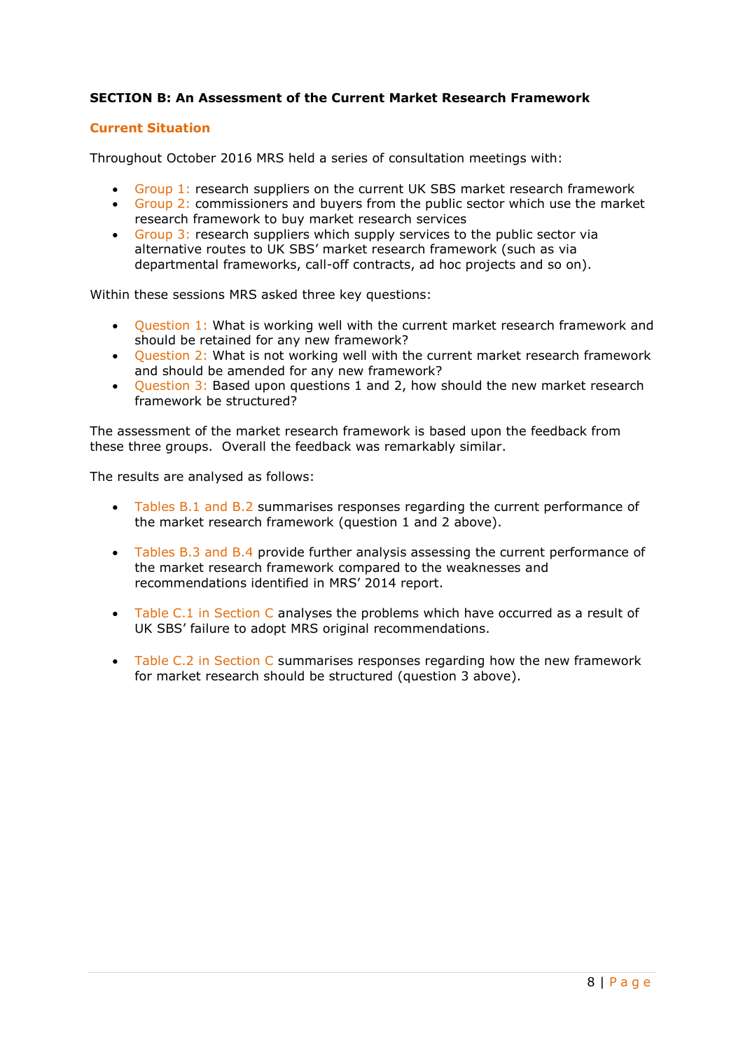**SECTION B: An Assessment of the Current Market Research Framework**

**Current Situation**

Throughout October 2016 MRS held a series of consultation meetings with:

- Group 1: research suppliers on the current UK SBS market research framework
- Group 2: commissioners and buyers from the public sector which use the market research framework to buy market research services
- Group 3: research suppliers which supply services to the public sector via alternative routes to UK SBS' market research framework (such as via departmental frameworks, call-off contracts, ad hoc projects and so on).

Within these sessions MRS asked three key questions:

- Question 1: What is working well with the current market research framework and should be retained for any new framework?
- Question 2: What is not working well with the current market research framework and should be amended for any new framework?
- Question 3: Based upon questions 1 and 2, how should the new market research framework be structured?

The assessment of the market research framework is based upon the feedback from these three groups. Overall the feedback was remarkably similar.

The results are analysed as follows:

- Tables B.1 and B.2 summarises responses regarding the current performance of the market research framework (question 1 and 2 above).

- Tables B.3 and B.4 provide further analysis assessing the current performance of the market research framework compared to the weaknesses and recommendations identified in MRS' 2014 report.

- Table C.1 in Section C analyses the problems which have occurred as a result of UK SBS' failure to adopt MRS original recommendations.

- Table C.2 in Section C summarises responses regarding how the new framework for market research should be structured (question 3 above).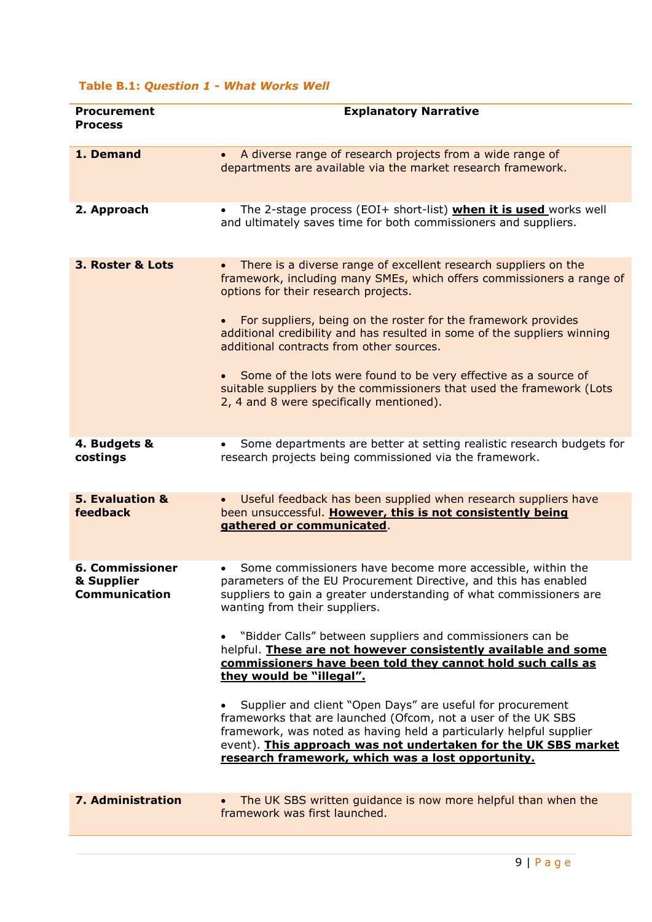**Table B.1: *Question 1 - What Works Well***

| Procurement Process | Explanatory Narrative |
|---|---|
| **1. Demand** | • A diverse range of research projects from a wide range of departments are available via the market research framework. |
| **2. Approach** | • The 2-stage process (EOI+ short-list) **<u>when it is used</u>** works well and ultimately saves time for both commissioners and suppliers. |
| **3. Roster & Lots** | • There is a diverse range of excellent research suppliers on the framework, including many SMEs, which offers commissioners a range of options for their research projects.<br><br>• For suppliers, being on the roster for the framework provides additional credibility and has resulted in some of the suppliers winning additional contracts from other sources.<br><br>• Some of the lots were found to be very effective as a source of suitable suppliers by the commissioners that used the framework (Lots 2, 4 and 8 were specifically mentioned). |
| **4. Budgets & costings** | • Some departments are better at setting realistic research budgets for research projects being commissioned via the framework. |
| **5. Evaluation & feedback** | • Useful feedback has been supplied when research suppliers have been unsuccessful. **<u>However, this is not consistently being gathered or communicated</u>**. |
| **6. Commissioner & Supplier Communication** | • Some commissioners have become more accessible, within the parameters of the EU Procurement Directive, and this has enabled suppliers to gain a greater understanding of what commissioners are wanting from their suppliers.<br><br>• "Bidder Calls" between suppliers and commissioners can be helpful. **<u>These are not however consistently available and some commissioners have been told they cannot hold such calls as they would be "illegal".</u>**<br><br>• Supplier and client "Open Days" are useful for procurement frameworks that are launched (Ofcom, not a user of the UK SBS framework, was noted as having held a particularly helpful supplier event). **<u>This approach was not undertaken for the UK SBS market research framework, which was a lost opportunity.</u>** |
| **7. Administration** | • The UK SBS written guidance is now more helpful than when the framework was first launched. |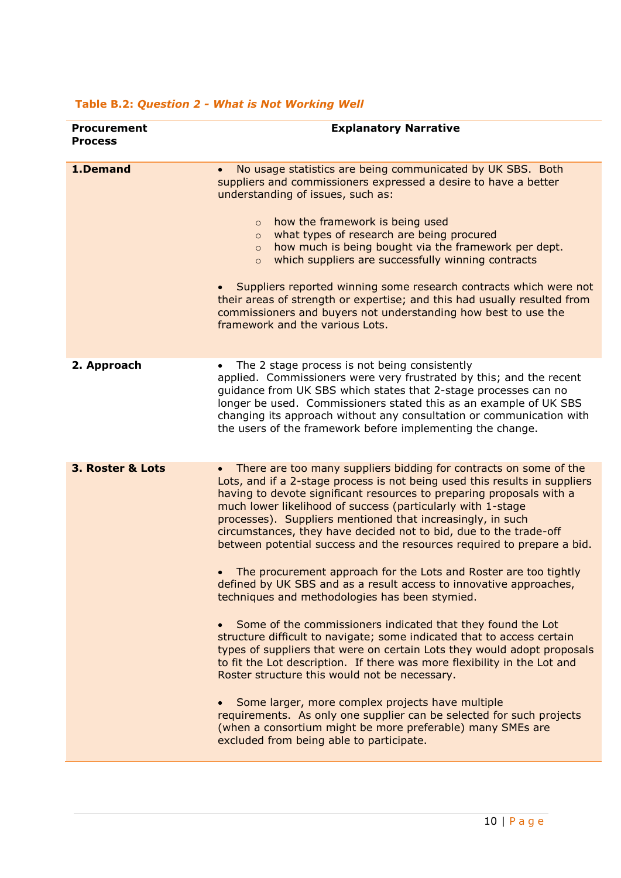**Table B.2:** ***Question 2 - What is Not Working Well***

| Procurement Process | Explanatory Narrative |
| --- | --- |
| **1.Demand** | • No usage statistics are being communicated by UK SBS. Both suppliers and commissioners expressed a desire to have a better understanding of issues, such as:<br>◦ how the framework is being used<br>◦ what types of research are being procured<br>◦ how much is being bought via the framework per dept.<br>◦ which suppliers are successfully winning contracts<br><br>• Suppliers reported winning some research contracts which were not their areas of strength or expertise; and this had usually resulted from commissioners and buyers not understanding how best to use the framework and the various Lots. |
| **2. Approach** | • The 2 stage process is not being consistently applied. Commissioners were very frustrated by this; and the recent guidance from UK SBS which states that 2-stage processes can no longer be used. Commissioners stated this as an example of UK SBS changing its approach without any consultation or communication with the users of the framework before implementing the change. |
| **3. Roster & Lots** | • There are too many suppliers bidding for contracts on some of the Lots, and if a 2-stage process is not being used this results in suppliers having to devote significant resources to preparing proposals with a much lower likelihood of success (particularly with 1-stage processes). Suppliers mentioned that increasingly, in such circumstances, they have decided not to bid, due to the trade-off between potential success and the resources required to prepare a bid.<br><br>• The procurement approach for the Lots and Roster are too tightly defined by UK SBS and as a result access to innovative approaches, techniques and methodologies has been stymied.<br><br>• Some of the commissioners indicated that they found the Lot structure difficult to navigate; some indicated that to access certain types of suppliers that were on certain Lots they would adopt proposals to fit the Lot description. If there was more flexibility in the Lot and Roster structure this would not be necessary.<br><br>• Some larger, more complex projects have multiple requirements. As only one supplier can be selected for such projects (when a consortium might be more preferable) many SMEs are excluded from being able to participate. |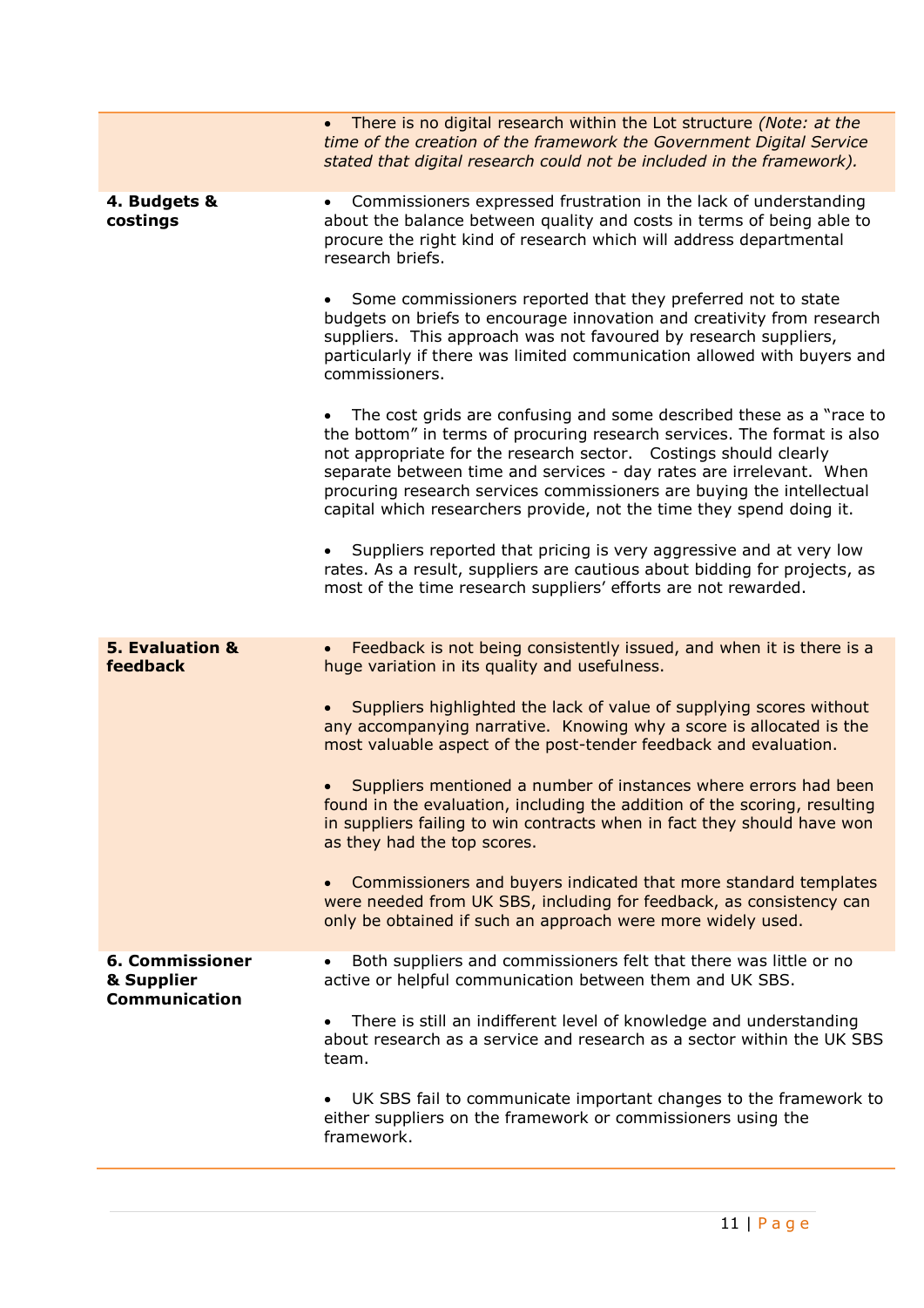| | |
|---|---|
| | • There is no digital research within the Lot structure *(Note: at the time of the creation of the framework the Government Digital Service stated that digital research could not be included in the framework).* |
| **4. Budgets & costings** | • Commissioners expressed frustration in the lack of understanding about the balance between quality and costs in terms of being able to procure the right kind of research which will address departmental research briefs.<br><br>• Some commissioners reported that they preferred not to state budgets on briefs to encourage innovation and creativity from research suppliers. This approach was not favoured by research suppliers, particularly if there was limited communication allowed with buyers and commissioners.<br><br>• The cost grids are confusing and some described these as a "race to the bottom" in terms of procuring research services. The format is also not appropriate for the research sector. Costings should clearly separate between time and services - day rates are irrelevant. When procuring research services commissioners are buying the intellectual capital which researchers provide, not the time they spend doing it.<br><br>• Suppliers reported that pricing is very aggressive and at very low rates. As a result, suppliers are cautious about bidding for projects, as most of the time research suppliers' efforts are not rewarded. |
| **5. Evaluation & feedback** | • Feedback is not being consistently issued, and when it is there is a huge variation in its quality and usefulness.<br><br>• Suppliers highlighted the lack of value of supplying scores without any accompanying narrative. Knowing why a score is allocated is the most valuable aspect of the post-tender feedback and evaluation.<br><br>• Suppliers mentioned a number of instances where errors had been found in the evaluation, including the addition of the scoring, resulting in suppliers failing to win contracts when in fact they should have won as they had the top scores.<br><br>• Commissioners and buyers indicated that more standard templates were needed from UK SBS, including for feedback, as consistency can only be obtained if such an approach were more widely used. |
| **6. Commissioner & Supplier Communication** | • Both suppliers and commissioners felt that there was little or no active or helpful communication between them and UK SBS.<br><br>• There is still an indifferent level of knowledge and understanding about research as a service and research as a sector within the UK SBS team.<br><br>• UK SBS fail to communicate important changes to the framework to either suppliers on the framework or commissioners using the framework. |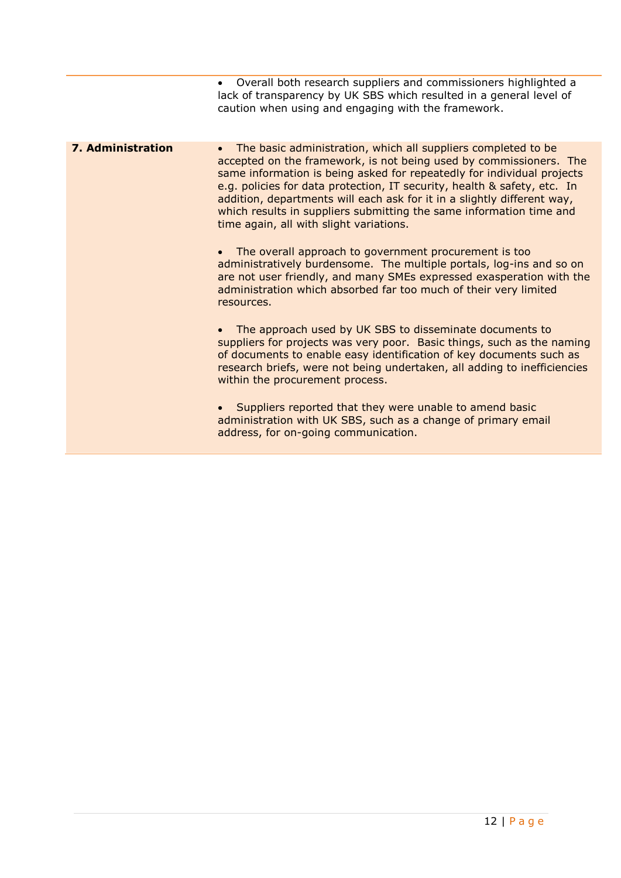| | |
|---|---|
| | • Overall both research suppliers and commissioners highlighted a lack of transparency by UK SBS which resulted in a general level of caution when using and engaging with the framework. |
| **7. Administration** | • The basic administration, which all suppliers completed to be accepted on the framework, is not being used by commissioners. The same information is being asked for repeatedly for individual projects e.g. policies for data protection, IT security, health & safety, etc. In addition, departments will each ask for it in a slightly different way, which results in suppliers submitting the same information time and time again, all with slight variations.<br><br>• The overall approach to government procurement is too administratively burdensome. The multiple portals, log-ins and so on are not user friendly, and many SMEs expressed exasperation with the administration which absorbed far too much of their very limited resources.<br><br>• The approach used by UK SBS to disseminate documents to suppliers for projects was very poor. Basic things, such as the naming of documents to enable easy identification of key documents such as research briefs, were not being undertaken, all adding to inefficiencies within the procurement process.<br><br>• Suppliers reported that they were unable to amend basic administration with UK SBS, such as a change of primary email address, for on-going communication. |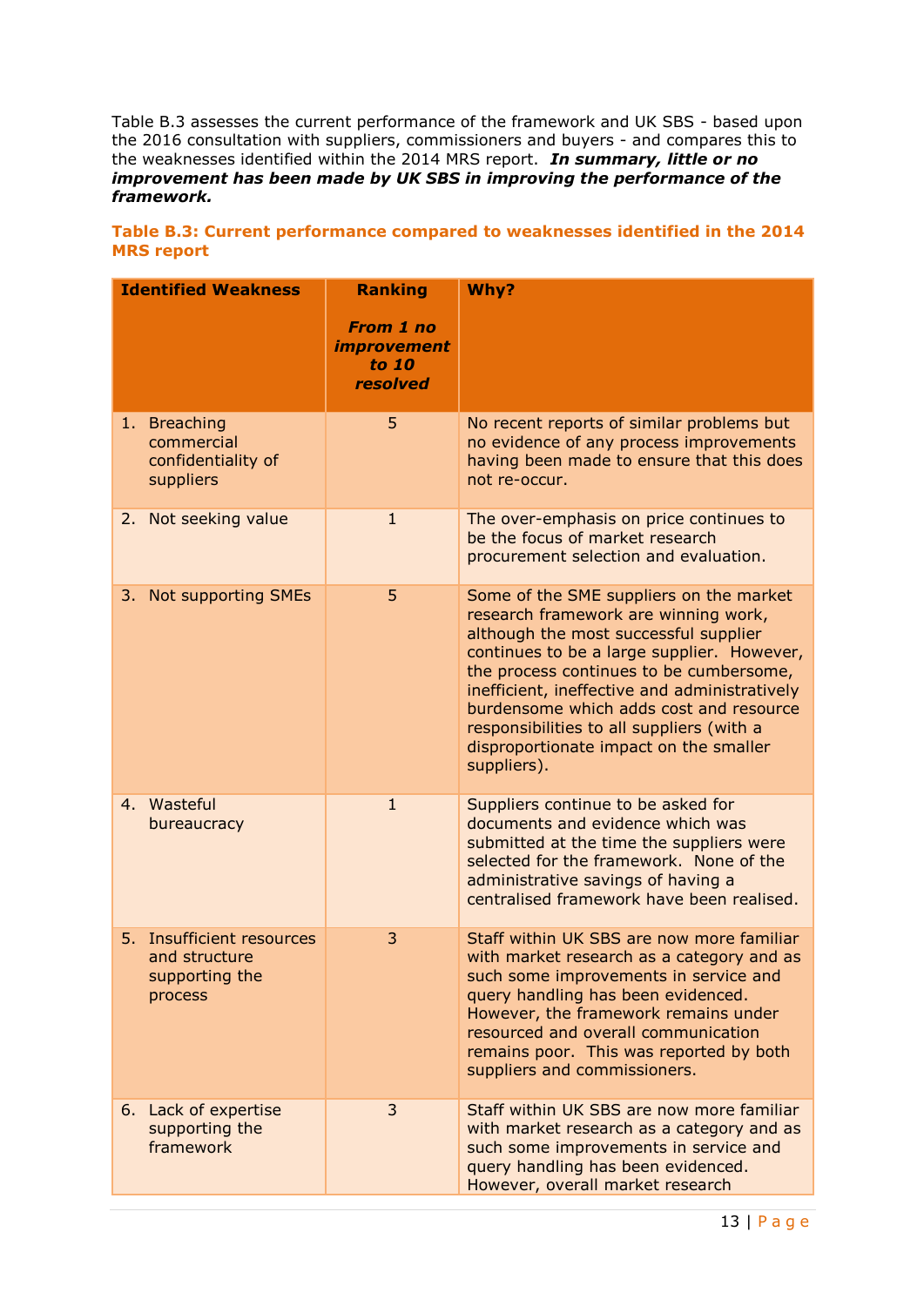Table B.3 assesses the current performance of the framework and UK SBS - based upon the 2016 consultation with suppliers, commissioners and buyers - and compares this to the weaknesses identified within the 2014 MRS report. ***In summary, little or no improvement has been made by UK SBS in improving the performance of the framework.***

**Table B.3: Current performance compared to weaknesses identified in the 2014 MRS report**

| Identified Weakness | Ranking *From 1 no improvement to 10 resolved* | Why? |
|---|---|---|
| 1. Breaching commercial confidentiality of suppliers | 5 | No recent reports of similar problems but no evidence of any process improvements having been made to ensure that this does not re-occur. |
| 2. Not seeking value | 1 | The over-emphasis on price continues to be the focus of market research procurement selection and evaluation. |
| 3. Not supporting SMEs | 5 | Some of the SME suppliers on the market research framework are winning work, although the most successful supplier continues to be a large supplier. However, the process continues to be cumbersome, inefficient, ineffective and administratively burdensome which adds cost and resource responsibilities to all suppliers (with a disproportionate impact on the smaller suppliers). |
| 4. Wasteful bureaucracy | 1 | Suppliers continue to be asked for documents and evidence which was submitted at the time the suppliers were selected for the framework. None of the administrative savings of having a centralised framework have been realised. |
| 5. Insufficient resources and structure supporting the process | 3 | Staff within UK SBS are now more familiar with market research as a category and as such some improvements in service and query handling has been evidenced. However, the framework remains under resourced and overall communication remains poor. This was reported by both suppliers and commissioners. |
| 6. Lack of expertise supporting the framework | 3 | Staff within UK SBS are now more familiar with market research as a category and as such some improvements in service and query handling has been evidenced. However, overall market research |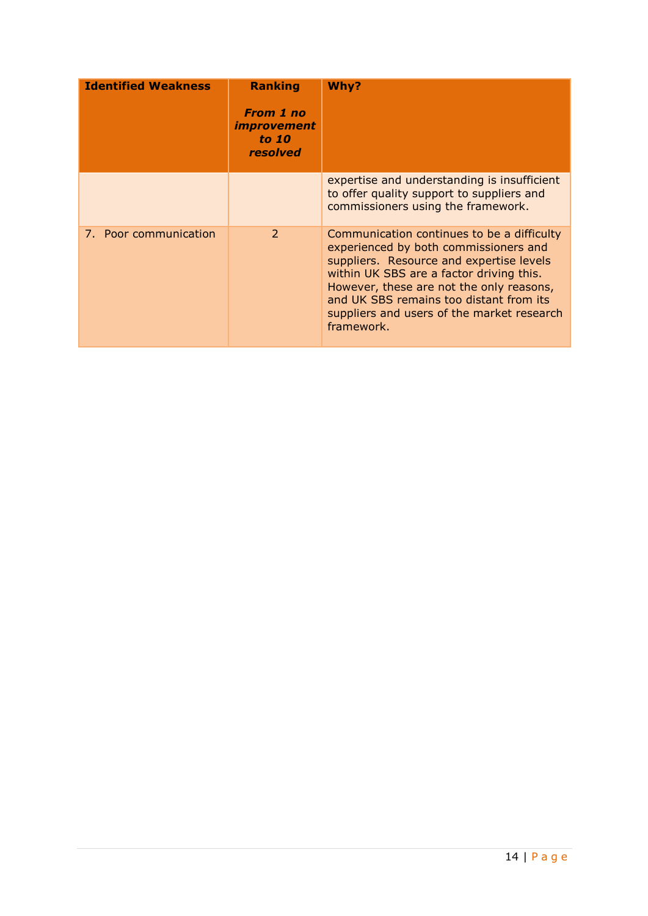| Identified Weakness | Ranking<br><br>***From 1 no improvement to 10 resolved*** | Why? |
|---|---|---|
| | | expertise and understanding is insufficient to offer quality support to suppliers and commissioners using the framework. |
| 7. Poor communication | 2 | Communication continues to be a difficulty experienced by both commissioners and suppliers. Resource and expertise levels within UK SBS are a factor driving this. However, these are not the only reasons, and UK SBS remains too distant from its suppliers and users of the market research framework. |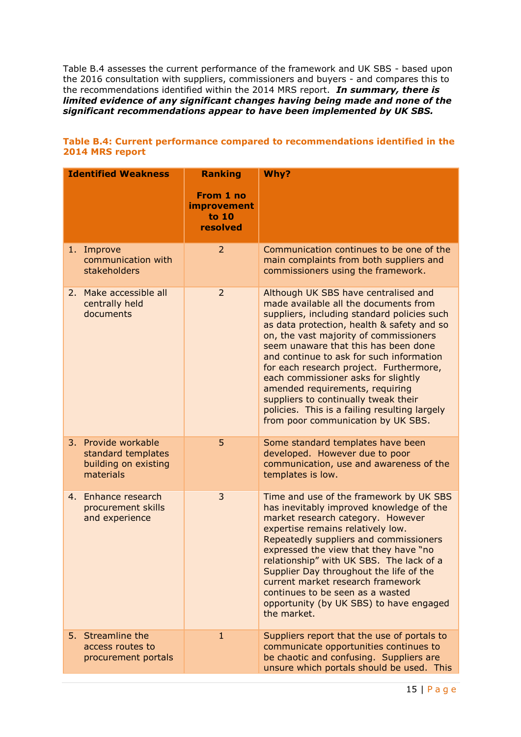Table B.4 assesses the current performance of the framework and UK SBS - based upon the 2016 consultation with suppliers, commissioners and buyers - and compares this to the recommendations identified within the 2014 MRS report. ***In summary, there is limited evidence of any significant changes having being made and none of the significant recommendations appear to have been implemented by UK SBS.***

**Table B.4: Current performance compared to recommendations identified in the 2014 MRS report**

| Identified Weakness | Ranking<br><br>From 1 no improvement to 10 resolved | Why? |
|---|---|---|
| 1. Improve communication with stakeholders | 2 | Communication continues to be one of the main complaints from both suppliers and commissioners using the framework. |
| 2. Make accessible all centrally held documents | 2 | Although UK SBS have centralised and made available all the documents from suppliers, including standard policies such as data protection, health & safety and so on, the vast majority of commissioners seem unaware that this has been done and continue to ask for such information for each research project. Furthermore, each commissioner asks for slightly amended requirements, requiring suppliers to continually tweak their policies. This is a failing resulting largely from poor communication by UK SBS. |
| 3. Provide workable standard templates building on existing materials | 5 | Some standard templates have been developed. However due to poor communication, use and awareness of the templates is low. |
| 4. Enhance research procurement skills and experience | 3 | Time and use of the framework by UK SBS has inevitably improved knowledge of the market research category. However expertise remains relatively low. Repeatedly suppliers and commissioners expressed the view that they have "no relationship" with UK SBS. The lack of a Supplier Day throughout the life of the current market research framework continues to be seen as a wasted opportunity (by UK SBS) to have engaged the market. |
| 5. Streamline the access routes to procurement portals | 1 | Suppliers report that the use of portals to communicate opportunities continues to be chaotic and confusing. Suppliers are unsure which portals should be used. This |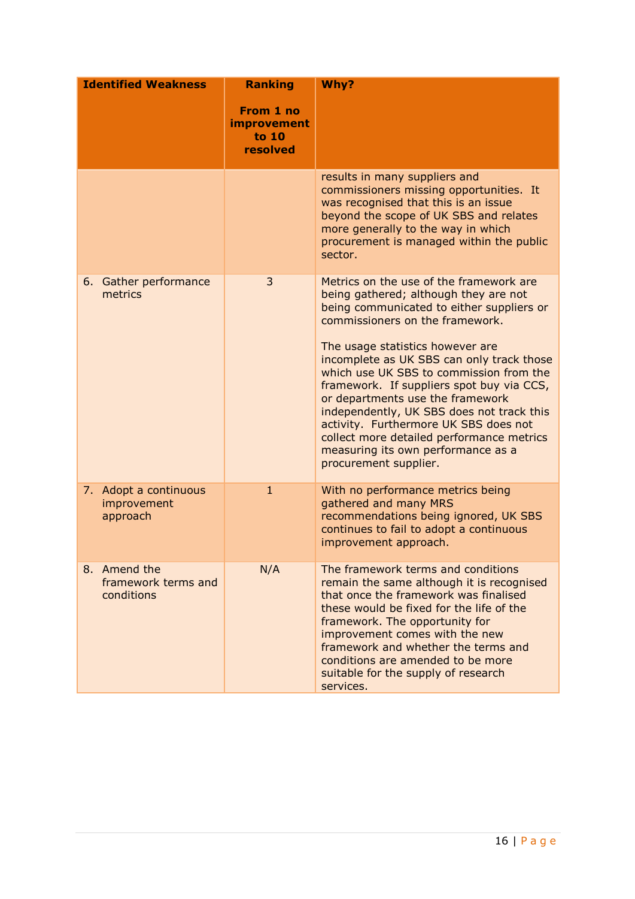| Identified Weakness | Ranking<br><br>From 1 no improvement to 10 resolved | Why? |
|---|---|---|
| | | results in many suppliers and commissioners missing opportunities. It was recognised that this is an issue beyond the scope of UK SBS and relates more generally to the way in which procurement is managed within the public sector. |
| 6. Gather performance metrics | 3 | Metrics on the use of the framework are being gathered; although they are not being communicated to either suppliers or commissioners on the framework.<br><br>The usage statistics however are incomplete as UK SBS can only track those which use UK SBS to commission from the framework. If suppliers spot buy via CCS, or departments use the framework independently, UK SBS does not track this activity. Furthermore UK SBS does not collect more detailed performance metrics measuring its own performance as a procurement supplier. |
| 7. Adopt a continuous improvement approach | 1 | With no performance metrics being gathered and many MRS recommendations being ignored, UK SBS continues to fail to adopt a continuous improvement approach. |
| 8. Amend the framework terms and conditions | N/A | The framework terms and conditions remain the same although it is recognised that once the framework was finalised these would be fixed for the life of the framework. The opportunity for improvement comes with the new framework and whether the terms and conditions are amended to be more suitable for the supply of research services. |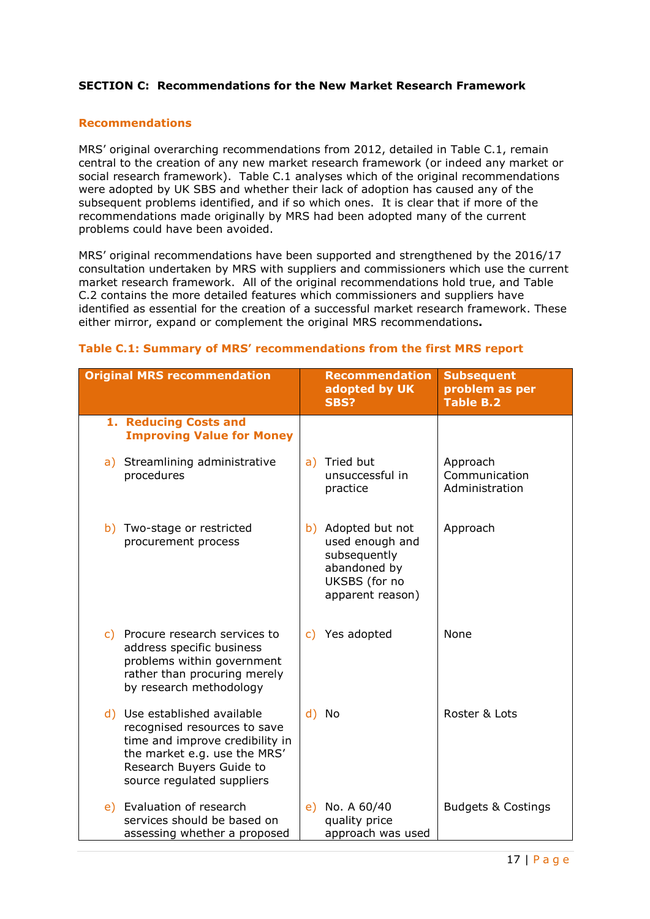**SECTION C: Recommendations for the New Market Research Framework**

## Recommendations

MRS' original overarching recommendations from 2012, detailed in Table C.1, remain central to the creation of any new market research framework (or indeed any market or social research framework). Table C.1 analyses which of the original recommendations were adopted by UK SBS and whether their lack of adoption has caused any of the subsequent problems identified, and if so which ones. It is clear that if more of the recommendations made originally by MRS had been adopted many of the current problems could have been avoided.

MRS' original recommendations have been supported and strengthened by the 2016/17 consultation undertaken by MRS with suppliers and commissioners which use the current market research framework. All of the original recommendations hold true, and Table C.2 contains the more detailed features which commissioners and suppliers have identified as essential for the creation of a successful market research framework. These either mirror, expand or complement the original MRS recommendations**.**

### Table C.1: Summary of MRS' recommendations from the first MRS report

| Original MRS recommendation | Recommendation adopted by UK SBS? | Subsequent problem as per Table B.2 |
|---|---|---|
| **1. Reducing Costs and Improving Value for Money** | | |
| a) Streamlining administrative procedures | a) Tried but unsuccessful in practice | Approach<br>Communication<br>Administration |
| b) Two-stage or restricted procurement process | b) Adopted but not used enough and subsequently abandoned by UKSBS (for no apparent reason) | Approach |
| c) Procure research services to address specific business problems within government rather than procuring merely by research methodology | c) Yes adopted | None |
| d) Use established available recognised resources to save time and improve credibility in the market e.g. use the MRS' Research Buyers Guide to source regulated suppliers | d) No | Roster & Lots |
| e) Evaluation of research services should be based on assessing whether a proposed | e) No. A 60/40 quality price approach was used | Budgets & Costings |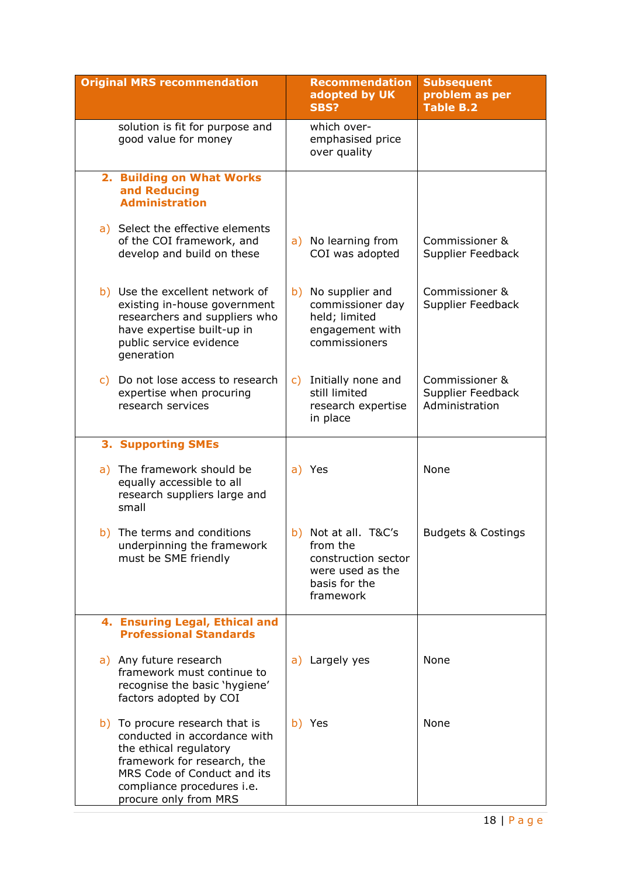| Original MRS recommendation | Recommendation adopted by UK SBS? | Subsequent problem as per Table B.2 |
|---|---|---|
| solution is fit for purpose and good value for money | which over-emphasised price over quality | |
| **2. Building on What Works and Reducing Administration** | | |
| a) Select the effective elements of the COI framework, and develop and build on these | a) No learning from COI was adopted | Commissioner & Supplier Feedback |
| b) Use the excellent network of existing in-house government researchers and suppliers who have expertise built-up in public service evidence generation | b) No supplier and commissioner day held; limited engagement with commissioners | Commissioner & Supplier Feedback |
| c) Do not lose access to research expertise when procuring research services | c) Initially none and still limited research expertise in place | Commissioner & Supplier Feedback Administration |
| **3. Supporting SMEs** | | |
| a) The framework should be equally accessible to all research suppliers large and small | a) Yes | None |
| b) The terms and conditions underpinning the framework must be SME friendly | b) Not at all. T&C's from the construction sector were used as the basis for the framework | Budgets & Costings |
| **4. Ensuring Legal, Ethical and Professional Standards** | | |
| a) Any future research framework must continue to recognise the basic 'hygiene' factors adopted by COI | a) Largely yes | None |
| b) To procure research that is conducted in accordance with the ethical regulatory framework for research, the MRS Code of Conduct and its compliance procedures i.e. procure only from MRS | b) Yes | None |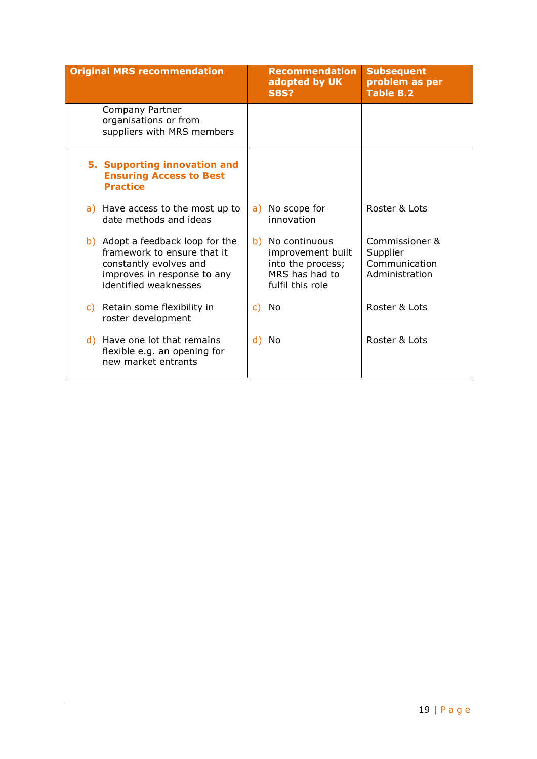| Original MRS recommendation | Recommendation adopted by UK SBS? | Subsequent problem as per Table B.2 |
|---|---|---|
| Company Partner organisations or from suppliers with MRS members | | |
| **5. Supporting innovation and Ensuring Access to Best Practice** | | |
| a) Have access to the most up to date methods and ideas | a) No scope for innovation | Roster & Lots |
| b) Adopt a feedback loop for the framework to ensure that it constantly evolves and improves in response to any identified weaknesses | b) No continuous improvement built into the process; MRS has had to fulfil this role | Commissioner & Supplier Communication Administration |
| c) Retain some flexibility in roster development | c) No | Roster & Lots |
| d) Have one lot that remains flexible e.g. an opening for new market entrants | d) No | Roster & Lots |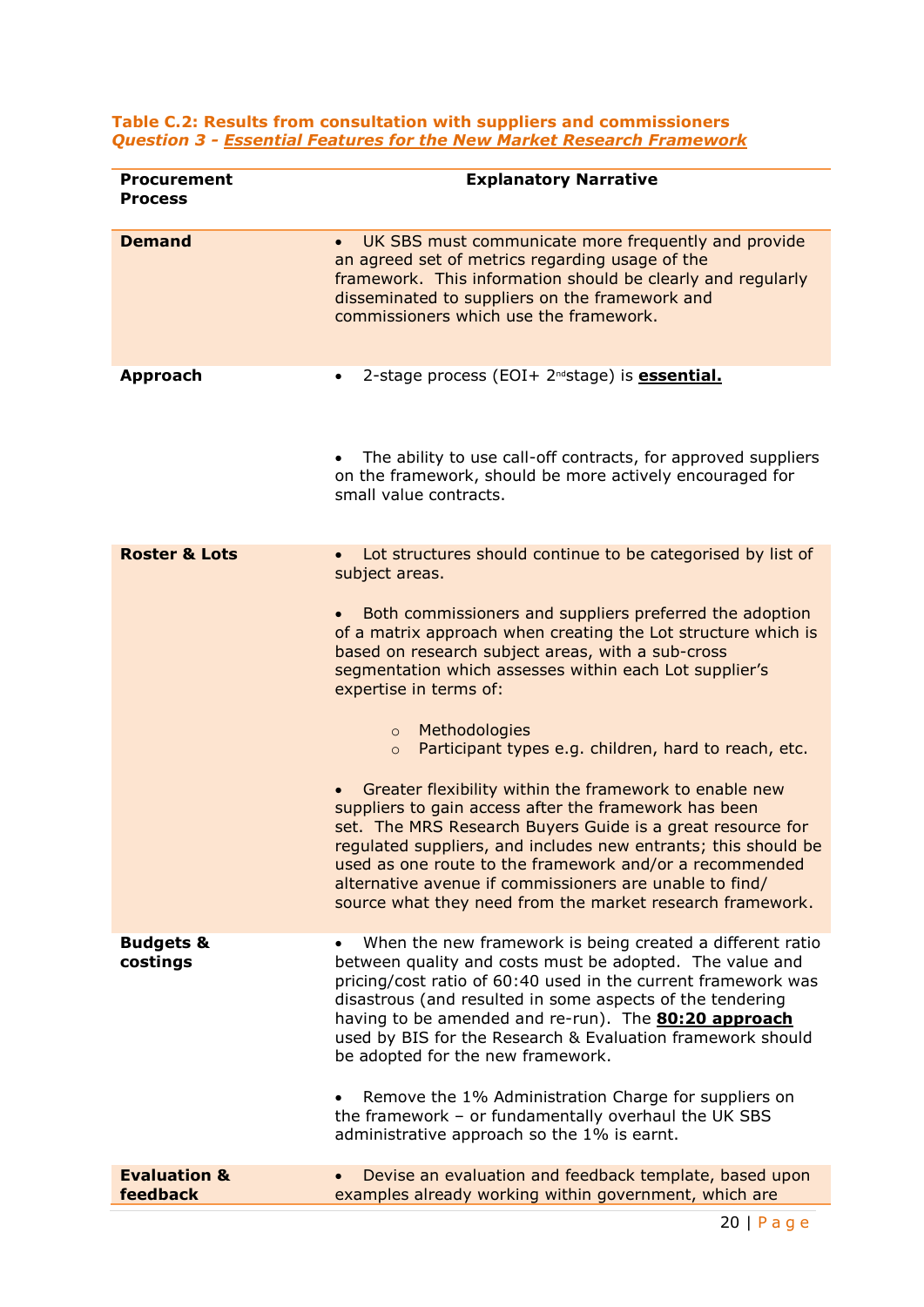**Table C.2: Results from consultation with suppliers and commissioners**
***Question 3 - Essential Features for the New Market Research Framework***

| Procurement Process | Explanatory Narrative |
|---|---|
| **Demand** | • UK SBS must communicate more frequently and provide an agreed set of metrics regarding usage of the framework. This information should be clearly and regularly disseminated to suppliers on the framework and commissioners which use the framework. |
| **Approach** | • 2-stage process (EOI+ 2nd stage) is **essential.**<br><br>• The ability to use call-off contracts, for approved suppliers on the framework, should be more actively encouraged for small value contracts. |
| **Roster & Lots** | • Lot structures should continue to be categorised by list of subject areas.<br><br>• Both commissioners and suppliers preferred the adoption of a matrix approach when creating the Lot structure which is based on research subject areas, with a sub-cross segmentation which assesses within each Lot supplier's expertise in terms of:<br>  ○ Methodologies<br>  ○ Participant types e.g. children, hard to reach, etc.<br><br>• Greater flexibility within the framework to enable new suppliers to gain access after the framework has been set. The MRS Research Buyers Guide is a great resource for regulated suppliers, and includes new entrants; this should be used as one route to the framework and/or a recommended alternative avenue if commissioners are unable to find/ source what they need from the market research framework. |
| **Budgets & costings** | • When the new framework is being created a different ratio between quality and costs must be adopted. The value and pricing/cost ratio of 60:40 used in the current framework was disastrous (and resulted in some aspects of the tendering having to be amended and re-run). The **80:20 approach** used by BIS for the Research & Evaluation framework should be adopted for the new framework.<br><br>• Remove the 1% Administration Charge for suppliers on the framework – or fundamentally overhaul the UK SBS administrative approach so the 1% is earnt. |
| **Evaluation & feedback** | • Devise an evaluation and feedback template, based upon examples already working within government, which are |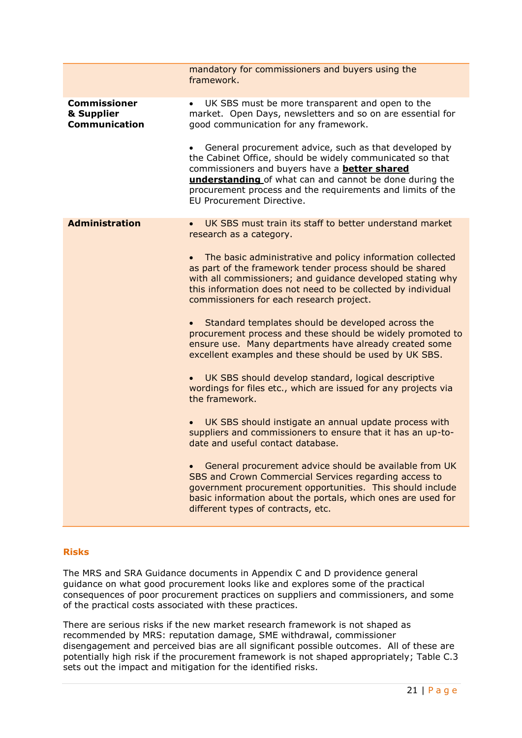| | |
|---|---|
| | mandatory for commissioners and buyers using the framework. |
| **Commissioner & Supplier Communication** | • UK SBS must be more transparent and open to the market. Open Days, newsletters and so on are essential for good communication for any framework.<br><br>• General procurement advice, such as that developed by the Cabinet Office, should be widely communicated so that commissioners and buyers have a **better shared understanding** of what can and cannot be done during the procurement process and the requirements and limits of the EU Procurement Directive. |
| **Administration** | • UK SBS must train its staff to better understand market research as a category.<br><br>• The basic administrative and policy information collected as part of the framework tender process should be shared with all commissioners; and guidance developed stating why this information does not need to be collected by individual commissioners for each research project.<br><br>• Standard templates should be developed across the procurement process and these should be widely promoted to ensure use. Many departments have already created some excellent examples and these should be used by UK SBS.<br><br>• UK SBS should develop standard, logical descriptive wordings for files etc., which are issued for any projects via the framework.<br><br>• UK SBS should instigate an annual update process with suppliers and commissioners to ensure that it has an up-to-date and useful contact database.<br><br>• General procurement advice should be available from UK SBS and Crown Commercial Services regarding access to government procurement opportunities. This should include basic information about the portals, which ones are used for different types of contracts, etc. |

## Risks

The MRS and SRA Guidance documents in Appendix C and D providence general guidance on what good procurement looks like and explores some of the practical consequences of poor procurement practices on suppliers and commissioners, and some of the practical costs associated with these practices.

There are serious risks if the new market research framework is not shaped as recommended by MRS: reputation damage, SME withdrawal, commissioner disengagement and perceived bias are all significant possible outcomes. All of these are potentially high risk if the procurement framework is not shaped appropriately; Table C.3 sets out the impact and mitigation for the identified risks.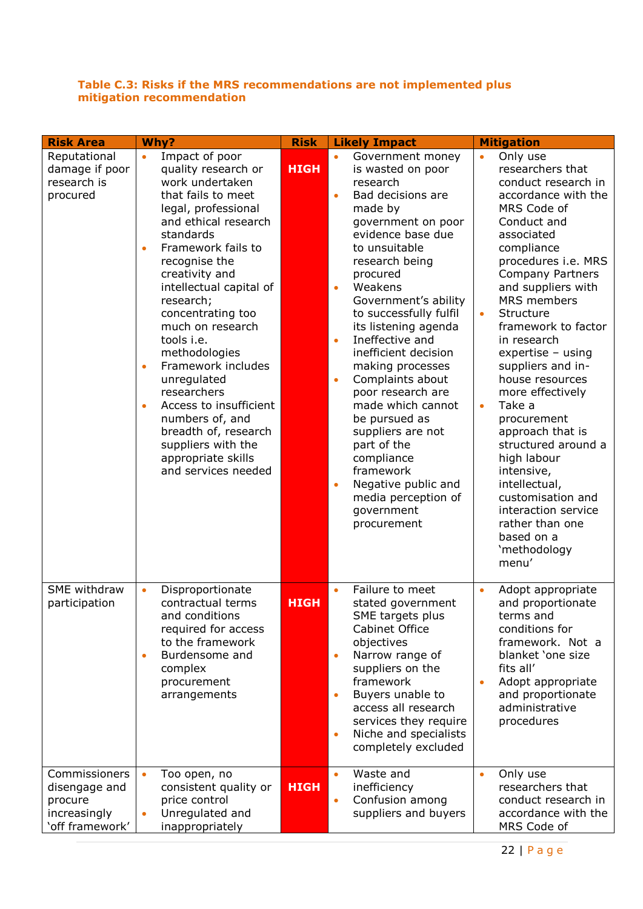**Table C.3: Risks if the MRS recommendations are not implemented plus mitigation recommendation**

| Risk Area | Why? | Risk | Likely Impact | Mitigation |
|---|---|---|---|---|
| Reputational damage if poor research is procured | • Impact of poor quality research or work undertaken that fails to meet legal, professional and ethical research standards<br>• Framework fails to recognise the creativity and intellectual capital of research; concentrating too much on research tools i.e. methodologies<br>• Framework includes unregulated researchers<br>• Access to insufficient numbers of, and breadth of, research suppliers with the appropriate skills and services needed | **HIGH** | • Government money is wasted on poor research<br>• Bad decisions are made by government on poor evidence base due to unsuitable research being procured<br>• Weakens Government's ability to successfully fulfil its listening agenda<br>• Ineffective and inefficient decision making processes<br>• Complaints about poor research are made which cannot be pursued as suppliers are not part of the compliance framework<br>• Negative public and media perception of government procurement | • Only use researchers that conduct research in accordance with the MRS Code of Conduct and associated compliance procedures i.e. MRS Company Partners and suppliers with MRS members<br>• Structure framework to factor in research expertise – using suppliers and in-house resources more effectively<br>• Take a procurement approach that is structured around a high labour intensive, intellectual, customisation and interaction service rather than one based on a 'methodology menu' |
| SME withdraw participation | • Disproportionate contractual terms and conditions required for access to the framework<br>• Burdensome and complex procurement arrangements | **HIGH** | • Failure to meet stated government SME targets plus Cabinet Office objectives<br>• Narrow range of suppliers on the framework<br>• Buyers unable to access all research services they require<br>• Niche and specialists completely excluded | • Adopt appropriate and proportionate terms and conditions for framework. Not a blanket 'one size fits all'<br>• Adopt appropriate and proportionate administrative procedures |
| Commissioners disengage and procure increasingly 'off framework' | • Too open, no consistent quality or price control<br>• Unregulated and inappropriately | **HIGH** | • Waste and inefficiency<br>• Confusion among suppliers and buyers | • Only use researchers that conduct research in accordance with the MRS Code of |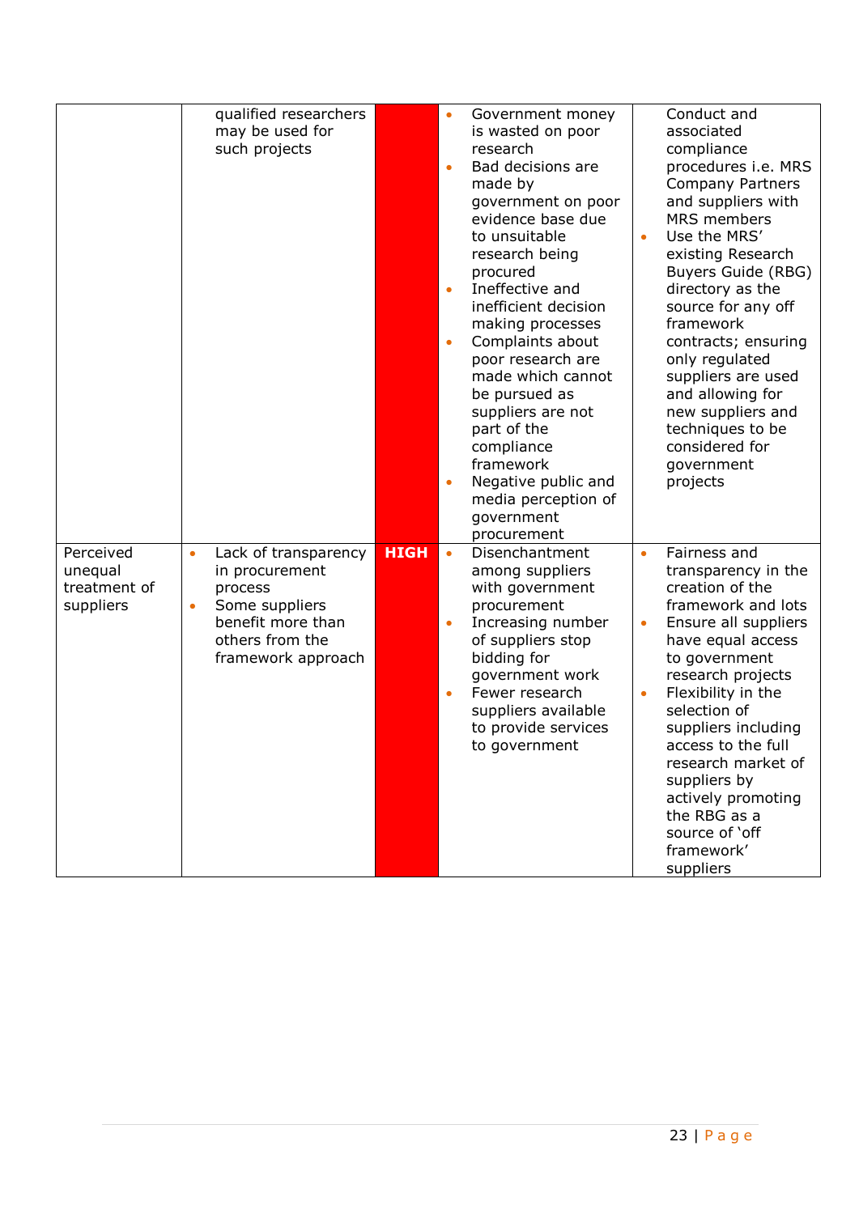| | | | | |
|---|---|---|---|---|
| | qualified researchers may be used for such projects | | • Government money is wasted on poor research<br>• Bad decisions are made by government on poor evidence base due to unsuitable research being procured<br>• Ineffective and inefficient decision making processes<br>• Complaints about poor research are made which cannot be pursued as suppliers are not part of the compliance framework<br>• Negative public and media perception of government procurement | Conduct and associated compliance procedures i.e. MRS Company Partners and suppliers with MRS members<br>• Use the MRS' existing Research Buyers Guide (RBG) directory as the source for any off framework contracts; ensuring only regulated suppliers are used and allowing for new suppliers and techniques to be considered for government projects |
| Perceived unequal treatment of suppliers | • Lack of transparency in procurement process<br>• Some suppliers benefit more than others from the framework approach | **HIGH** | • Disenchantment among suppliers with government procurement<br>• Increasing number of suppliers stop bidding for government work<br>• Fewer research suppliers available to provide services to government | • Fairness and transparency in the creation of the framework and lots<br>• Ensure all suppliers have equal access to government research projects<br>• Flexibility in the selection of suppliers including access to the full research market of suppliers by actively promoting the RBG as a source of 'off framework' suppliers |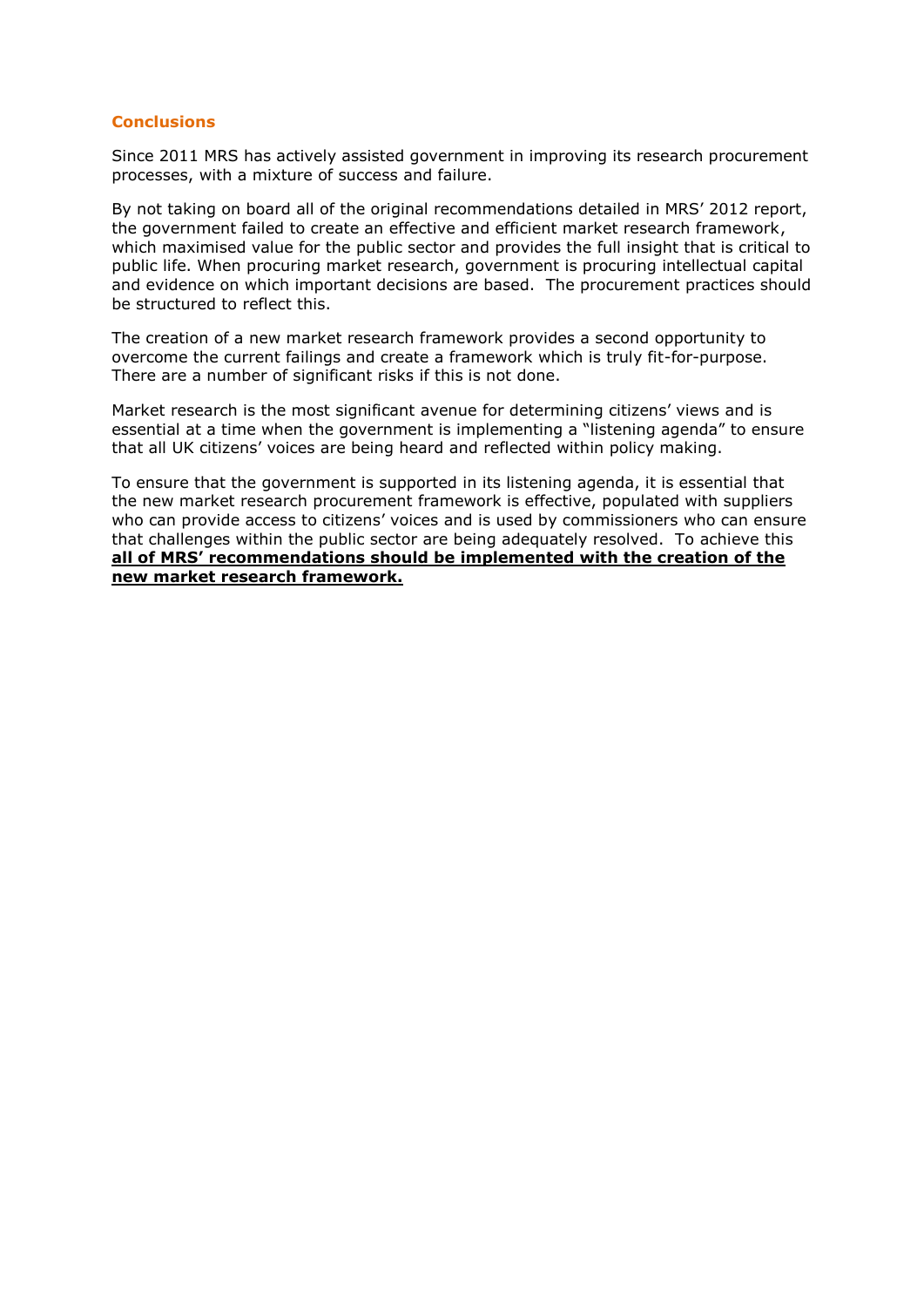## Conclusions

Since 2011 MRS has actively assisted government in improving its research procurement processes, with a mixture of success and failure.

By not taking on board all of the original recommendations detailed in MRS' 2012 report, the government failed to create an effective and efficient market research framework, which maximised value for the public sector and provides the full insight that is critical to public life. When procuring market research, government is procuring intellectual capital and evidence on which important decisions are based. The procurement practices should be structured to reflect this.

The creation of a new market research framework provides a second opportunity to overcome the current failings and create a framework which is truly fit-for-purpose. There are a number of significant risks if this is not done.

Market research is the most significant avenue for determining citizens' views and is essential at a time when the government is implementing a "listening agenda" to ensure that all UK citizens' voices are being heard and reflected within policy making.

To ensure that the government is supported in its listening agenda, it is essential that the new market research procurement framework is effective, populated with suppliers who can provide access to citizens' voices and is used by commissioners who can ensure that challenges within the public sector are being adequately resolved. To achieve this **all of MRS' recommendations should be implemented with the creation of the new market research framework.**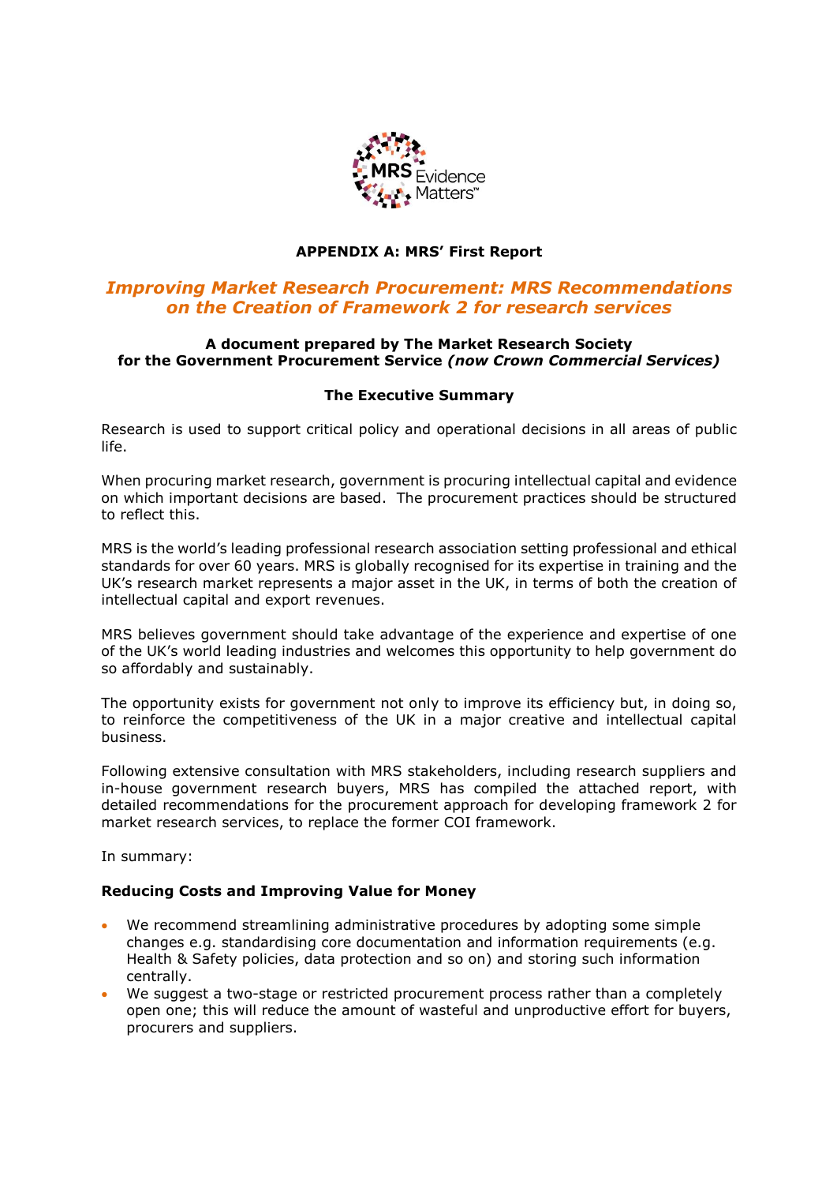**APPENDIX A: MRS' First Report**

## *Improving Market Research Procurement: MRS Recommendations on the Creation of Framework 2 for research services*

**A document prepared by The Market Research Society for the Government Procurement Service *(now Crown Commercial Services)***

### The Executive Summary

Research is used to support critical policy and operational decisions in all areas of public life.

When procuring market research, government is procuring intellectual capital and evidence on which important decisions are based. The procurement practices should be structured to reflect this.

MRS is the world's leading professional research association setting professional and ethical standards for over 60 years. MRS is globally recognised for its expertise in training and the UK's research market represents a major asset in the UK, in terms of both the creation of intellectual capital and export revenues.

MRS believes government should take advantage of the experience and expertise of one of the UK's world leading industries and welcomes this opportunity to help government do so affordably and sustainably.

The opportunity exists for government not only to improve its efficiency but, in doing so, to reinforce the competitiveness of the UK in a major creative and intellectual capital business.

Following extensive consultation with MRS stakeholders, including research suppliers and in-house government research buyers, MRS has compiled the attached report, with detailed recommendations for the procurement approach for developing framework 2 for market research services, to replace the former COI framework.

In summary:

**Reducing Costs and Improving Value for Money**

- We recommend streamlining administrative procedures by adopting some simple changes e.g. standardising core documentation and information requirements (e.g. Health & Safety policies, data protection and so on) and storing such information centrally.
- We suggest a two-stage or restricted procurement process rather than a completely open one; this will reduce the amount of wasteful and unproductive effort for buyers, procurers and suppliers.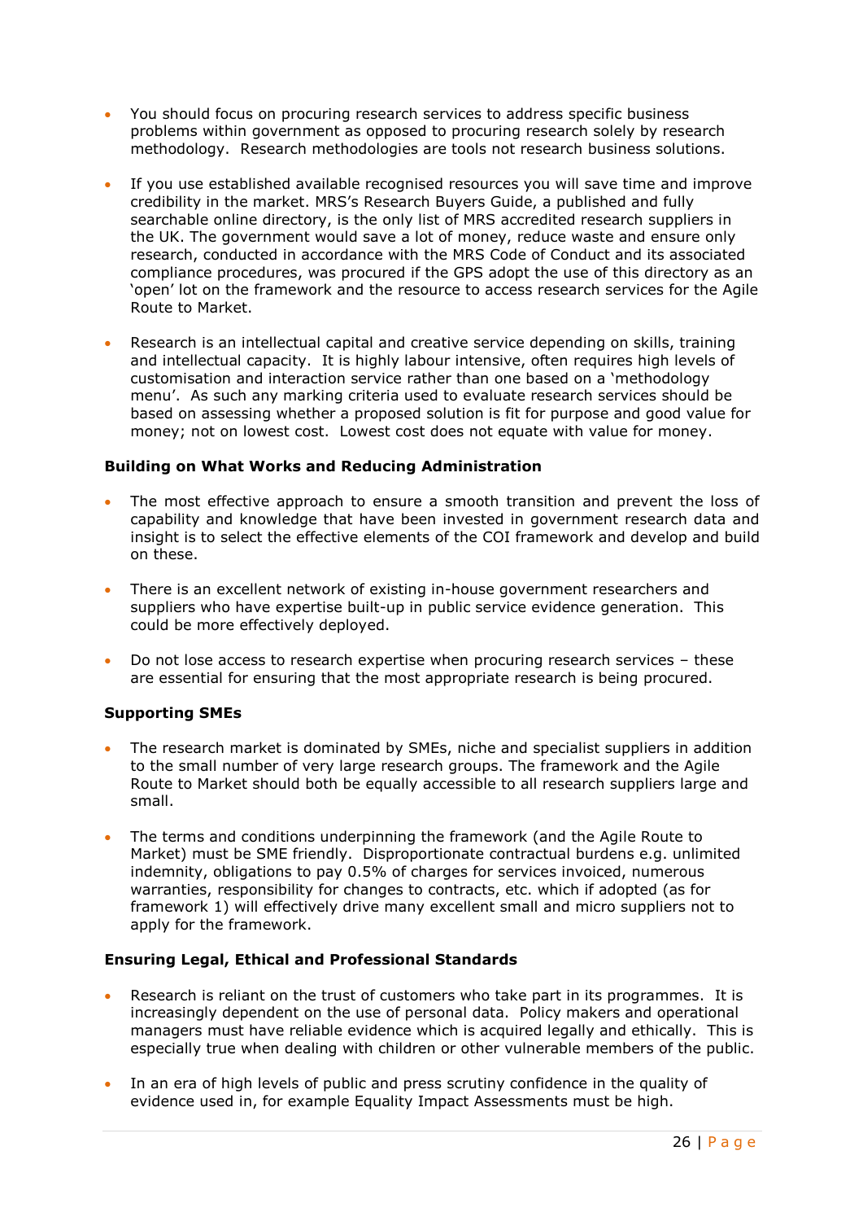- You should focus on procuring research services to address specific business problems within government as opposed to procuring research solely by research methodology. Research methodologies are tools not research business solutions.

- If you use established available recognised resources you will save time and improve credibility in the market. MRS's Research Buyers Guide, a published and fully searchable online directory, is the only list of MRS accredited research suppliers in the UK. The government would save a lot of money, reduce waste and ensure only research, conducted in accordance with the MRS Code of Conduct and its associated compliance procedures, was procured if the GPS adopt the use of this directory as an 'open' lot on the framework and the resource to access research services for the Agile Route to Market.

- Research is an intellectual capital and creative service depending on skills, training and intellectual capacity. It is highly labour intensive, often requires high levels of customisation and interaction service rather than one based on a 'methodology menu'. As such any marking criteria used to evaluate research services should be based on assessing whether a proposed solution is fit for purpose and good value for money; not on lowest cost. Lowest cost does not equate with value for money.

**Building on What Works and Reducing Administration**

- The most effective approach to ensure a smooth transition and prevent the loss of capability and knowledge that have been invested in government research data and insight is to select the effective elements of the COI framework and develop and build on these.

- There is an excellent network of existing in-house government researchers and suppliers who have expertise built-up in public service evidence generation. This could be more effectively deployed.

- Do not lose access to research expertise when procuring research services – these are essential for ensuring that the most appropriate research is being procured.

**Supporting SMEs**

- The research market is dominated by SMEs, niche and specialist suppliers in addition to the small number of very large research groups. The framework and the Agile Route to Market should both be equally accessible to all research suppliers large and small.

- The terms and conditions underpinning the framework (and the Agile Route to Market) must be SME friendly. Disproportionate contractual burdens e.g. unlimited indemnity, obligations to pay 0.5% of charges for services invoiced, numerous warranties, responsibility for changes to contracts, etc. which if adopted (as for framework 1) will effectively drive many excellent small and micro suppliers not to apply for the framework.

**Ensuring Legal, Ethical and Professional Standards**

- Research is reliant on the trust of customers who take part in its programmes. It is increasingly dependent on the use of personal data. Policy makers and operational managers must have reliable evidence which is acquired legally and ethically. This is especially true when dealing with children or other vulnerable members of the public.

- In an era of high levels of public and press scrutiny confidence in the quality of evidence used in, for example Equality Impact Assessments must be high.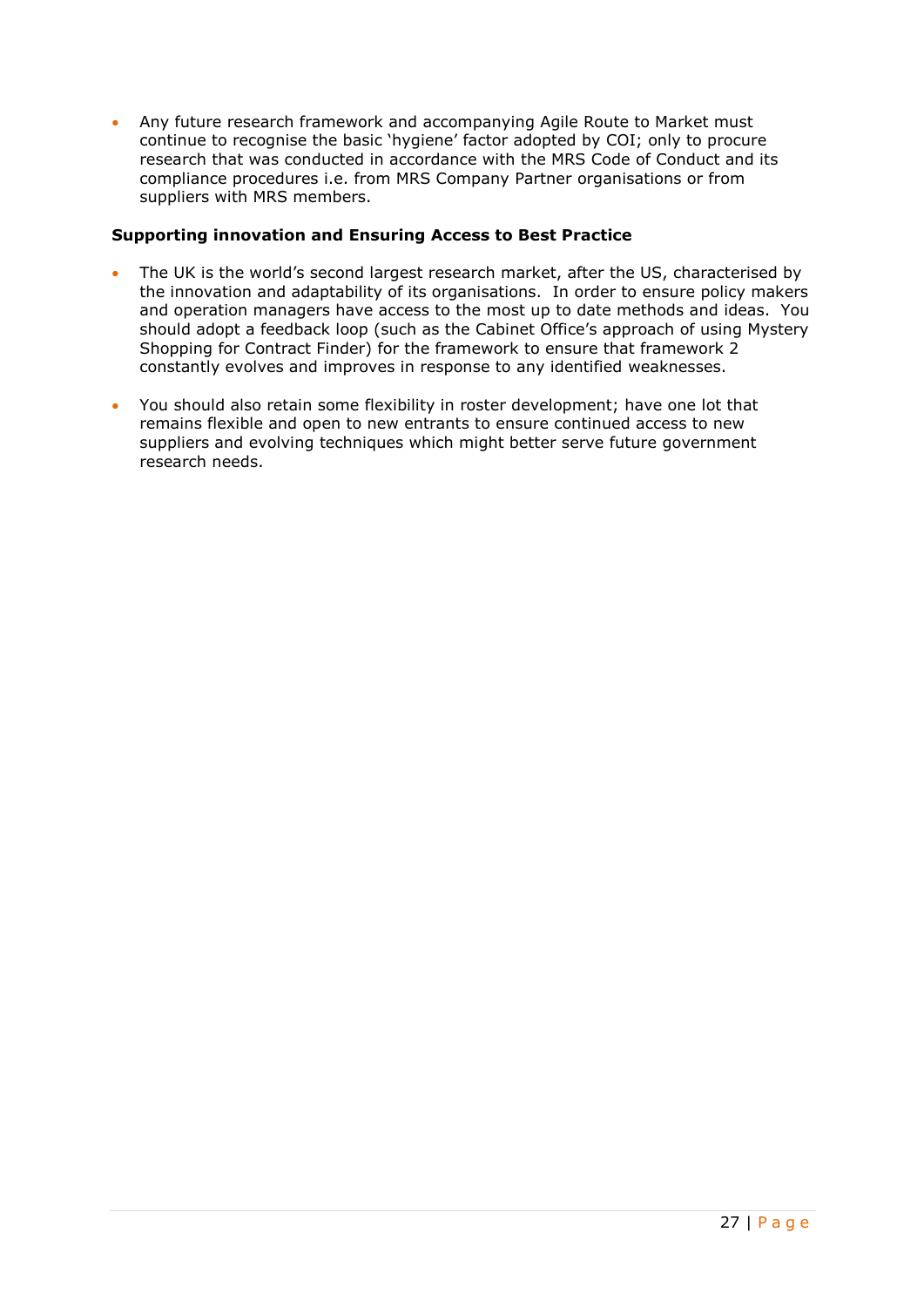- Any future research framework and accompanying Agile Route to Market must continue to recognise the basic 'hygiene' factor adopted by COI; only to procure research that was conducted in accordance with the MRS Code of Conduct and its compliance procedures i.e. from MRS Company Partner organisations or from suppliers with MRS members.

**Supporting innovation and Ensuring Access to Best Practice**

- The UK is the world's second largest research market, after the US, characterised by the innovation and adaptability of its organisations. In order to ensure policy makers and operation managers have access to the most up to date methods and ideas. You should adopt a feedback loop (such as the Cabinet Office's approach of using Mystery Shopping for Contract Finder) for the framework to ensure that framework 2 constantly evolves and improves in response to any identified weaknesses.

- You should also retain some flexibility in roster development; have one lot that remains flexible and open to new entrants to ensure continued access to new suppliers and evolving techniques which might better serve future government research needs.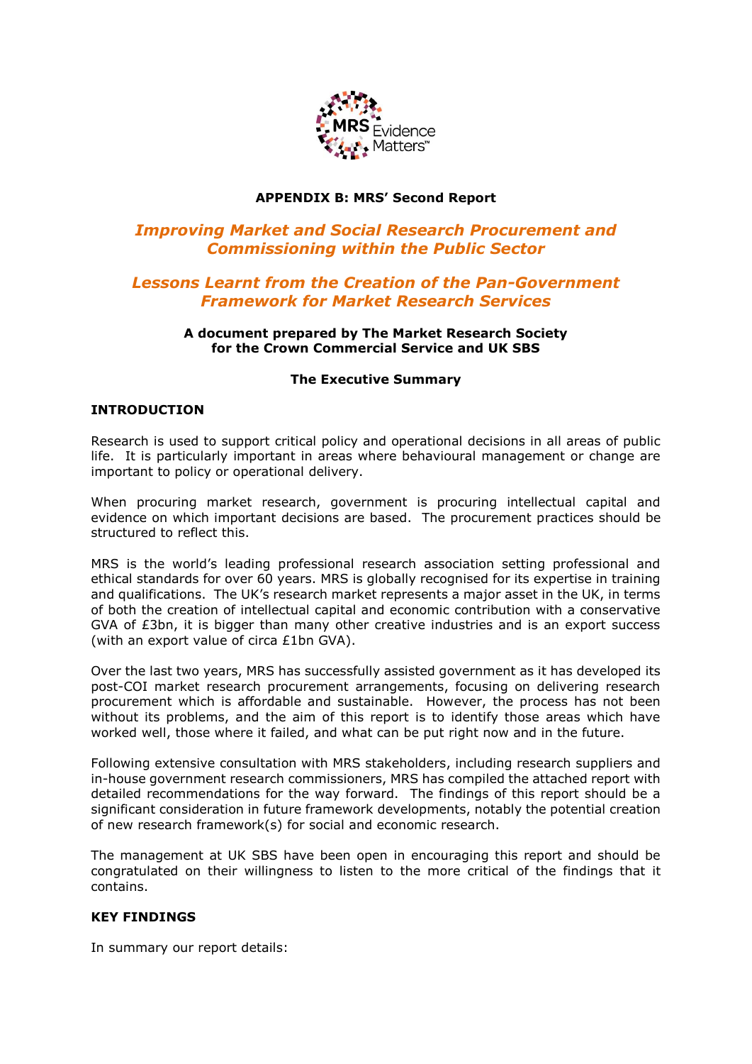**APPENDIX B: MRS' Second Report**

## *Improving Market and Social Research Procurement and Commissioning within the Public Sector*

## *Lessons Learnt from the Creation of the Pan-Government Framework for Market Research Services*

**A document prepared by The Market Research Society for the Crown Commercial Service and UK SBS**

**The Executive Summary**

### INTRODUCTION

Research is used to support critical policy and operational decisions in all areas of public life. It is particularly important in areas where behavioural management or change are important to policy or operational delivery.

When procuring market research, government is procuring intellectual capital and evidence on which important decisions are based. The procurement practices should be structured to reflect this.

MRS is the world's leading professional research association setting professional and ethical standards for over 60 years. MRS is globally recognised for its expertise in training and qualifications. The UK's research market represents a major asset in the UK, in terms of both the creation of intellectual capital and economic contribution with a conservative GVA of £3bn, it is bigger than many other creative industries and is an export success (with an export value of circa £1bn GVA).

Over the last two years, MRS has successfully assisted government as it has developed its post-COI market research procurement arrangements, focusing on delivering research procurement which is affordable and sustainable. However, the process has not been without its problems, and the aim of this report is to identify those areas which have worked well, those where it failed, and what can be put right now and in the future.

Following extensive consultation with MRS stakeholders, including research suppliers and in-house government research commissioners, MRS has compiled the attached report with detailed recommendations for the way forward. The findings of this report should be a significant consideration in future framework developments, notably the potential creation of new research framework(s) for social and economic research.

The management at UK SBS have been open in encouraging this report and should be congratulated on their willingness to listen to the more critical of the findings that it contains.

### KEY FINDINGS

In summary our report details: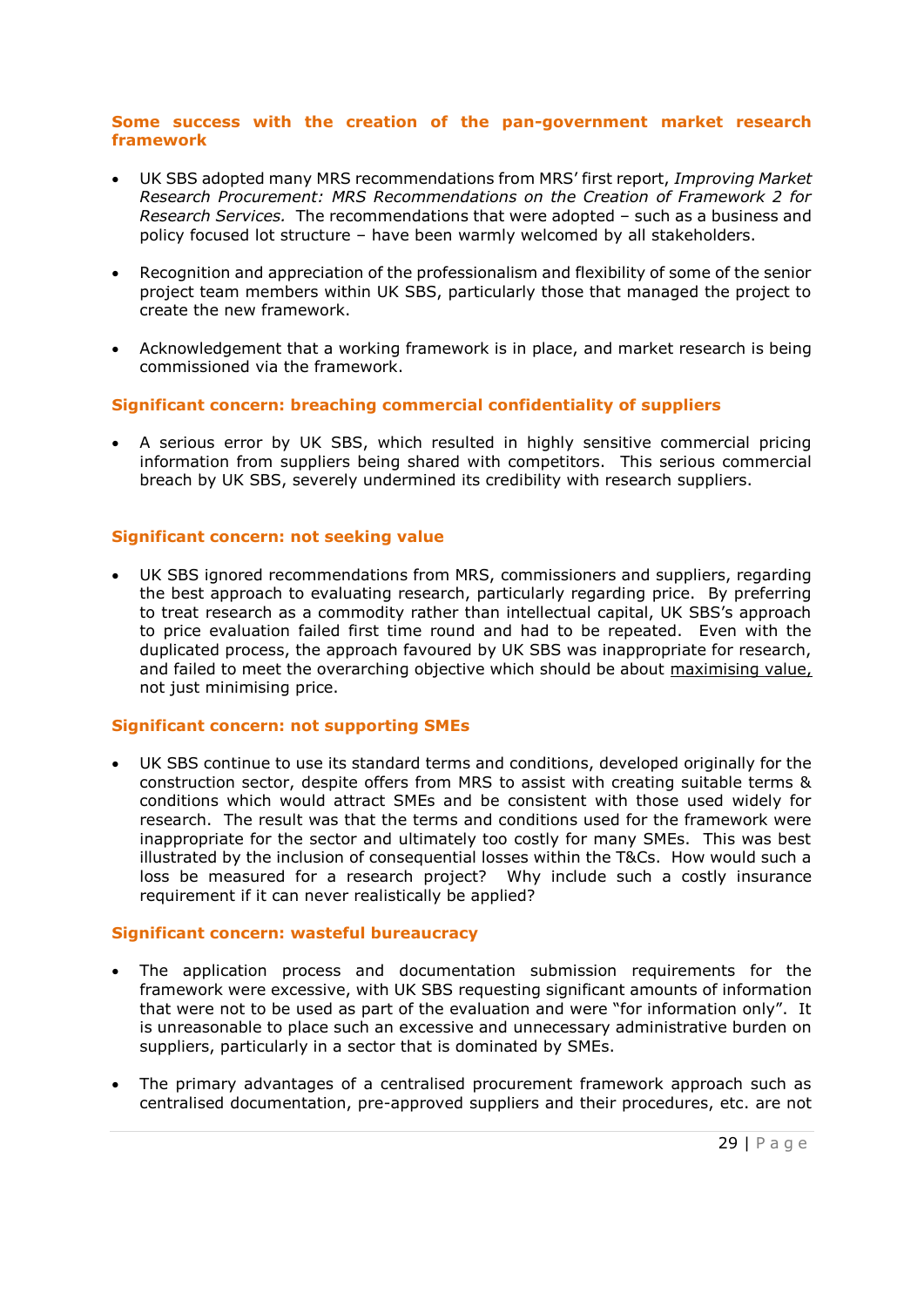### Some success with the creation of the pan-government market research framework

- UK SBS adopted many MRS recommendations from MRS' first report, *Improving Market Research Procurement: MRS Recommendations on the Creation of Framework 2 for Research Services.* The recommendations that were adopted – such as a business and policy focused lot structure – have been warmly welcomed by all stakeholders.

- Recognition and appreciation of the professionalism and flexibility of some of the senior project team members within UK SBS, particularly those that managed the project to create the new framework.

- Acknowledgement that a working framework is in place, and market research is being commissioned via the framework.

### Significant concern: breaching commercial confidentiality of suppliers

- A serious error by UK SBS, which resulted in highly sensitive commercial pricing information from suppliers being shared with competitors. This serious commercial breach by UK SBS, severely undermined its credibility with research suppliers.

### Significant concern: not seeking value

- UK SBS ignored recommendations from MRS, commissioners and suppliers, regarding the best approach to evaluating research, particularly regarding price. By preferring to treat research as a commodity rather than intellectual capital, UK SBS's approach to price evaluation failed first time round and had to be repeated. Even with the duplicated process, the approach favoured by UK SBS was inappropriate for research, and failed to meet the overarching objective which should be about <u>maximising value,</u> not just minimising price.

### Significant concern: not supporting SMEs

- UK SBS continue to use its standard terms and conditions, developed originally for the construction sector, despite offers from MRS to assist with creating suitable terms & conditions which would attract SMEs and be consistent with those used widely for research. The result was that the terms and conditions used for the framework were inappropriate for the sector and ultimately too costly for many SMEs. This was best illustrated by the inclusion of consequential losses within the T&Cs. How would such a loss be measured for a research project? Why include such a costly insurance requirement if it can never realistically be applied?

### Significant concern: wasteful bureaucracy

- The application process and documentation submission requirements for the framework were excessive, with UK SBS requesting significant amounts of information that were not to be used as part of the evaluation and were "for information only". It is unreasonable to place such an excessive and unnecessary administrative burden on suppliers, particularly in a sector that is dominated by SMEs.

- The primary advantages of a centralised procurement framework approach such as centralised documentation, pre-approved suppliers and their procedures, etc. are not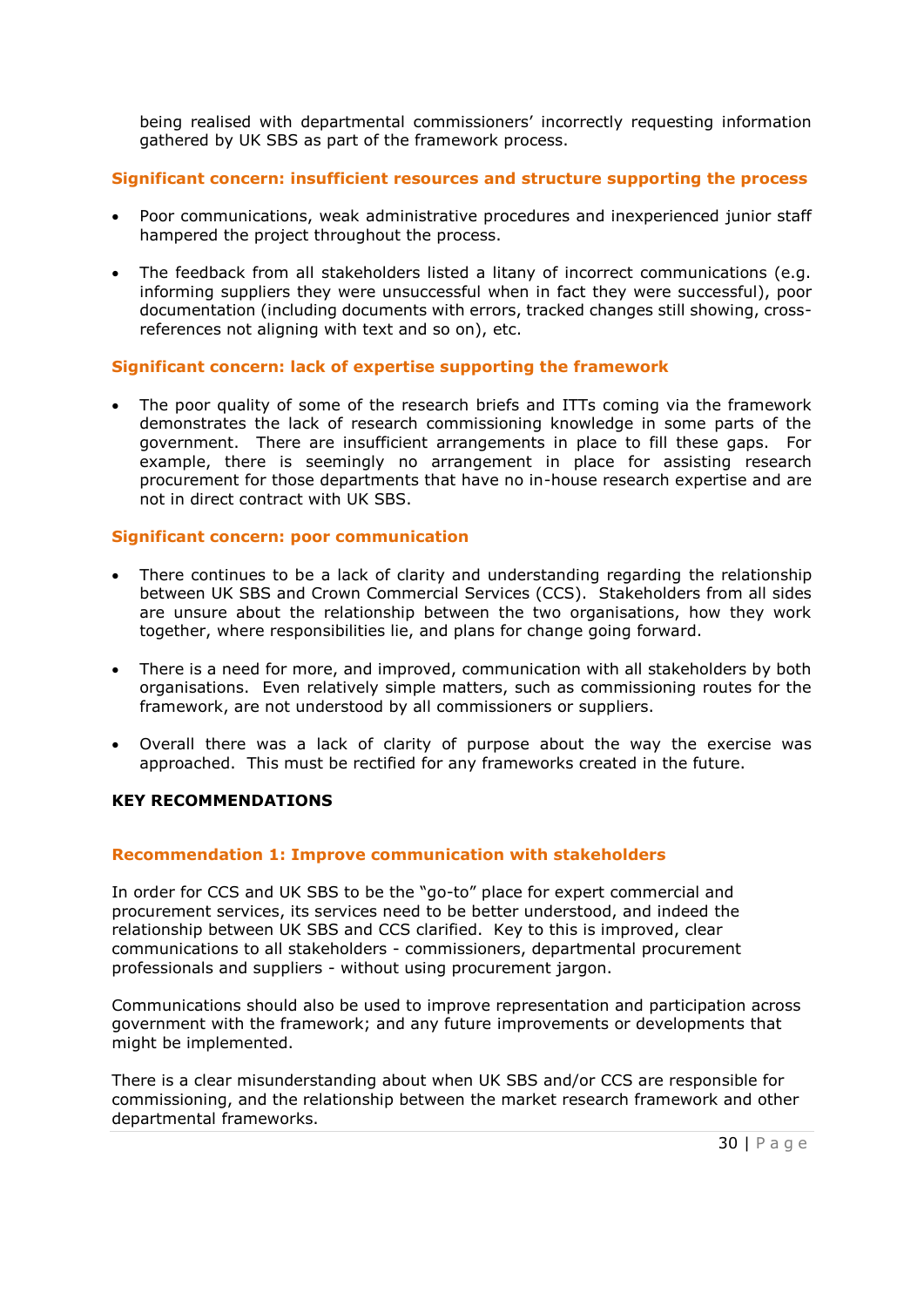being realised with departmental commissioners' incorrectly requesting information gathered by UK SBS as part of the framework process.

### Significant concern: insufficient resources and structure supporting the process

- Poor communications, weak administrative procedures and inexperienced junior staff hampered the project throughout the process.

- The feedback from all stakeholders listed a litany of incorrect communications (e.g. informing suppliers they were unsuccessful when in fact they were successful), poor documentation (including documents with errors, tracked changes still showing, cross-references not aligning with text and so on), etc.

### Significant concern: lack of expertise supporting the framework

- The poor quality of some of the research briefs and ITTs coming via the framework demonstrates the lack of research commissioning knowledge in some parts of the government. There are insufficient arrangements in place to fill these gaps. For example, there is seemingly no arrangement in place for assisting research procurement for those departments that have no in-house research expertise and are not in direct contract with UK SBS.

### Significant concern: poor communication

- There continues to be a lack of clarity and understanding regarding the relationship between UK SBS and Crown Commercial Services (CCS). Stakeholders from all sides are unsure about the relationship between the two organisations, how they work together, where responsibilities lie, and plans for change going forward.

- There is a need for more, and improved, communication with all stakeholders by both organisations. Even relatively simple matters, such as commissioning routes for the framework, are not understood by all commissioners or suppliers.

- Overall there was a lack of clarity of purpose about the way the exercise was approached. This must be rectified for any frameworks created in the future.

## KEY RECOMMENDATIONS

### Recommendation 1: Improve communication with stakeholders

In order for CCS and UK SBS to be the "go-to" place for expert commercial and procurement services, its services need to be better understood, and indeed the relationship between UK SBS and CCS clarified. Key to this is improved, clear communications to all stakeholders - commissioners, departmental procurement professionals and suppliers - without using procurement jargon.

Communications should also be used to improve representation and participation across government with the framework; and any future improvements or developments that might be implemented.

There is a clear misunderstanding about when UK SBS and/or CCS are responsible for commissioning, and the relationship between the market research framework and other departmental frameworks.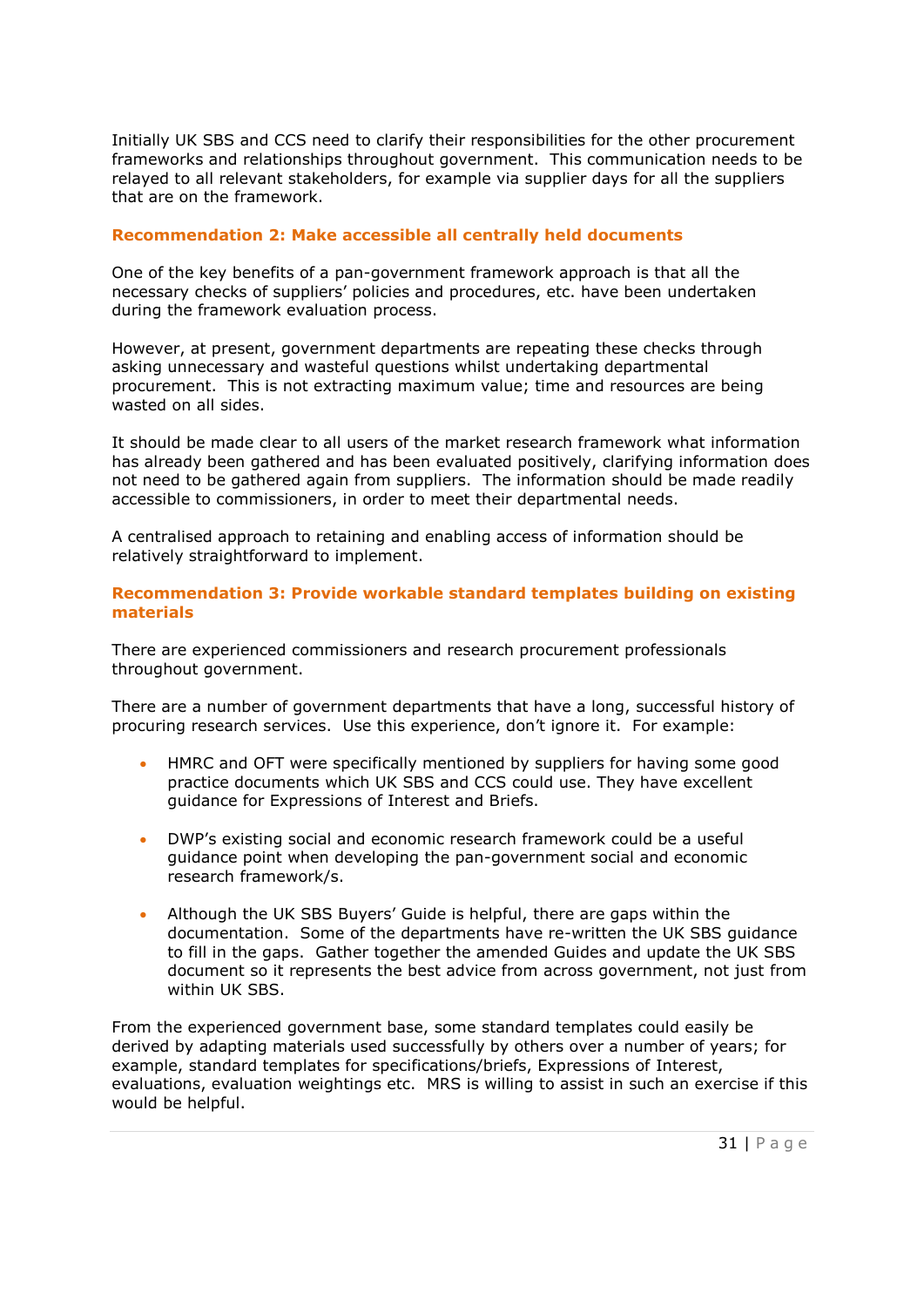Initially UK SBS and CCS need to clarify their responsibilities for the other procurement frameworks and relationships throughout government. This communication needs to be relayed to all relevant stakeholders, for example via supplier days for all the suppliers that are on the framework.

### Recommendation 2: Make accessible all centrally held documents

One of the key benefits of a pan-government framework approach is that all the necessary checks of suppliers' policies and procedures, etc. have been undertaken during the framework evaluation process.

However, at present, government departments are repeating these checks through asking unnecessary and wasteful questions whilst undertaking departmental procurement. This is not extracting maximum value; time and resources are being wasted on all sides.

It should be made clear to all users of the market research framework what information has already been gathered and has been evaluated positively, clarifying information does not need to be gathered again from suppliers. The information should be made readily accessible to commissioners, in order to meet their departmental needs.

A centralised approach to retaining and enabling access of information should be relatively straightforward to implement.

### Recommendation 3: Provide workable standard templates building on existing materials

There are experienced commissioners and research procurement professionals throughout government.

There are a number of government departments that have a long, successful history of procuring research services. Use this experience, don't ignore it. For example:

- HMRC and OFT were specifically mentioned by suppliers for having some good practice documents which UK SBS and CCS could use. They have excellent guidance for Expressions of Interest and Briefs.
- DWP's existing social and economic research framework could be a useful guidance point when developing the pan-government social and economic research framework/s.
- Although the UK SBS Buyers' Guide is helpful, there are gaps within the documentation. Some of the departments have re-written the UK SBS guidance to fill in the gaps. Gather together the amended Guides and update the UK SBS document so it represents the best advice from across government, not just from within UK SBS.

From the experienced government base, some standard templates could easily be derived by adapting materials used successfully by others over a number of years; for example, standard templates for specifications/briefs, Expressions of Interest, evaluations, evaluation weightings etc. MRS is willing to assist in such an exercise if this would be helpful.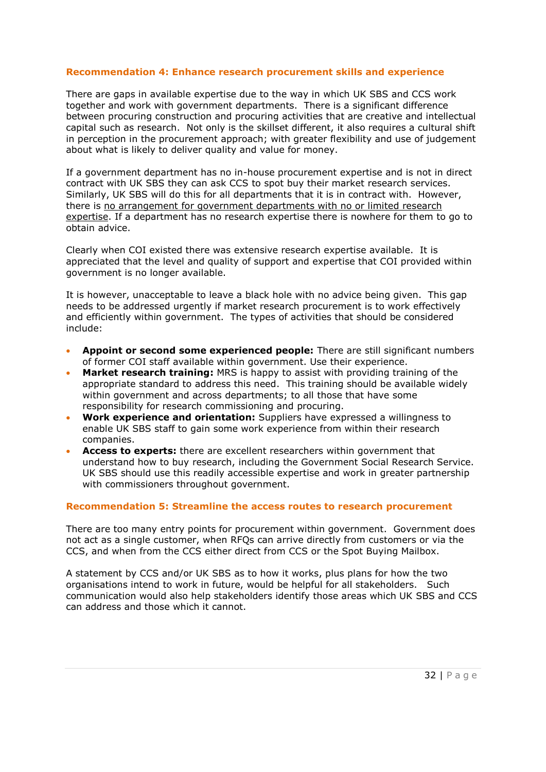### Recommendation 4: Enhance research procurement skills and experience

There are gaps in available expertise due to the way in which UK SBS and CCS work together and work with government departments. There is a significant difference between procuring construction and procuring activities that are creative and intellectual capital such as research. Not only is the skillset different, it also requires a cultural shift in perception in the procurement approach; with greater flexibility and use of judgement about what is likely to deliver quality and value for money.

If a government department has no in-house procurement expertise and is not in direct contract with UK SBS they can ask CCS to spot buy their market research services. Similarly, UK SBS will do this for all departments that it is in contract with. However, there is <u>no arrangement for government departments with no or limited research expertise</u>. If a department has no research expertise there is nowhere for them to go to obtain advice.

Clearly when COI existed there was extensive research expertise available. It is appreciated that the level and quality of support and expertise that COI provided within government is no longer available.

It is however, unacceptable to leave a black hole with no advice being given. This gap needs to be addressed urgently if market research procurement is to work effectively and efficiently within government. The types of activities that should be considered include:

- **Appoint or second some experienced people:** There are still significant numbers of former COI staff available within government. Use their experience.
- **Market research training:** MRS is happy to assist with providing training of the appropriate standard to address this need. This training should be available widely within government and across departments; to all those that have some responsibility for research commissioning and procuring.
- **Work experience and orientation:** Suppliers have expressed a willingness to enable UK SBS staff to gain some work experience from within their research companies.
- **Access to experts:** there are excellent researchers within government that understand how to buy research, including the Government Social Research Service. UK SBS should use this readily accessible expertise and work in greater partnership with commissioners throughout government.

### Recommendation 5: Streamline the access routes to research procurement

There are too many entry points for procurement within government. Government does not act as a single customer, when RFQs can arrive directly from customers or via the CCS, and when from the CCS either direct from CCS or the Spot Buying Mailbox.

A statement by CCS and/or UK SBS as to how it works, plus plans for how the two organisations intend to work in future, would be helpful for all stakeholders. Such communication would also help stakeholders identify those areas which UK SBS and CCS can address and those which it cannot.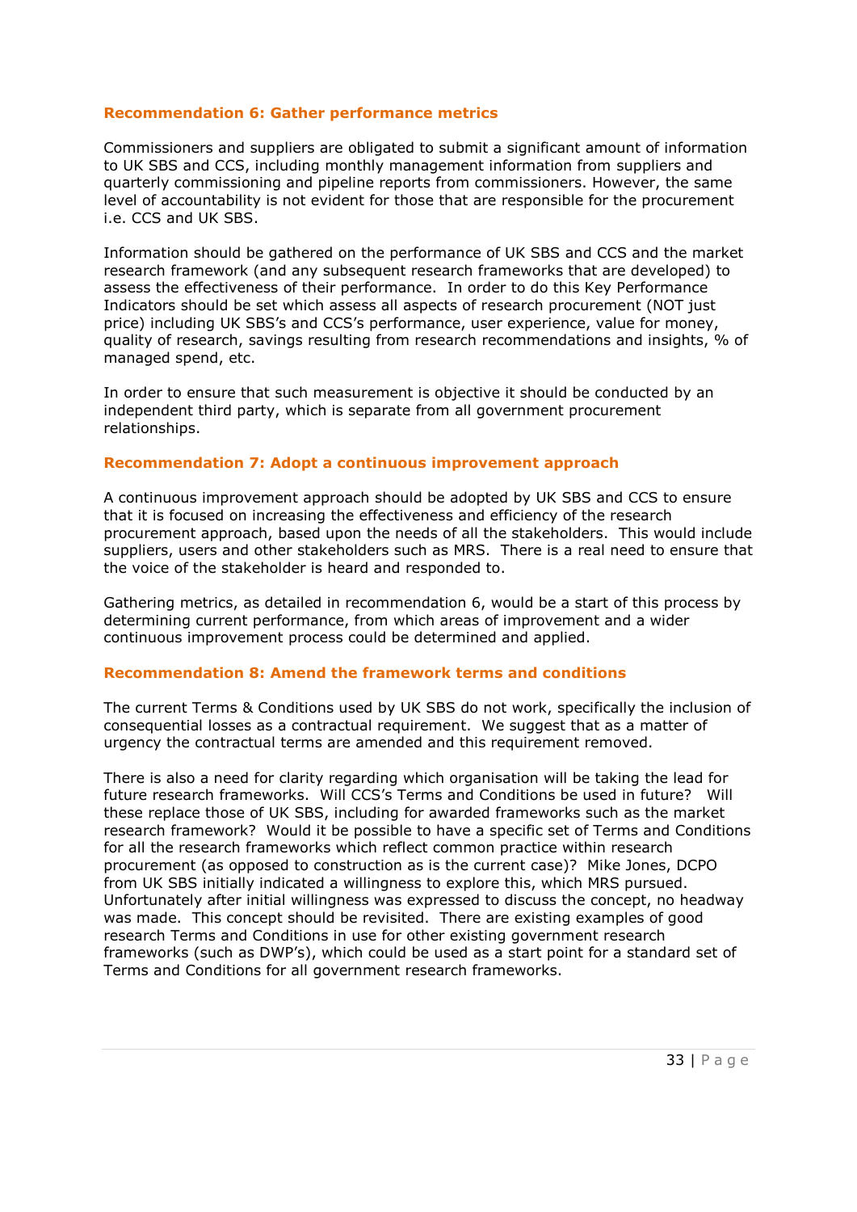### Recommendation 6: Gather performance metrics

Commissioners and suppliers are obligated to submit a significant amount of information to UK SBS and CCS, including monthly management information from suppliers and quarterly commissioning and pipeline reports from commissioners. However, the same level of accountability is not evident for those that are responsible for the procurement i.e. CCS and UK SBS.

Information should be gathered on the performance of UK SBS and CCS and the market research framework (and any subsequent research frameworks that are developed) to assess the effectiveness of their performance. In order to do this Key Performance Indicators should be set which assess all aspects of research procurement (NOT just price) including UK SBS's and CCS's performance, user experience, value for money, quality of research, savings resulting from research recommendations and insights, % of managed spend, etc.

In order to ensure that such measurement is objective it should be conducted by an independent third party, which is separate from all government procurement relationships.

### Recommendation 7: Adopt a continuous improvement approach

A continuous improvement approach should be adopted by UK SBS and CCS to ensure that it is focused on increasing the effectiveness and efficiency of the research procurement approach, based upon the needs of all the stakeholders. This would include suppliers, users and other stakeholders such as MRS. There is a real need to ensure that the voice of the stakeholder is heard and responded to.

Gathering metrics, as detailed in recommendation 6, would be a start of this process by determining current performance, from which areas of improvement and a wider continuous improvement process could be determined and applied.

### Recommendation 8: Amend the framework terms and conditions

The current Terms & Conditions used by UK SBS do not work, specifically the inclusion of consequential losses as a contractual requirement. We suggest that as a matter of urgency the contractual terms are amended and this requirement removed.

There is also a need for clarity regarding which organisation will be taking the lead for future research frameworks. Will CCS's Terms and Conditions be used in future? Will these replace those of UK SBS, including for awarded frameworks such as the market research framework? Would it be possible to have a specific set of Terms and Conditions for all the research frameworks which reflect common practice within research procurement (as opposed to construction as is the current case)? Mike Jones, DCPO from UK SBS initially indicated a willingness to explore this, which MRS pursued. Unfortunately after initial willingness was expressed to discuss the concept, no headway was made. This concept should be revisited. There are existing examples of good research Terms and Conditions in use for other existing government research frameworks (such as DWP's), which could be used as a start point for a standard set of Terms and Conditions for all government research frameworks.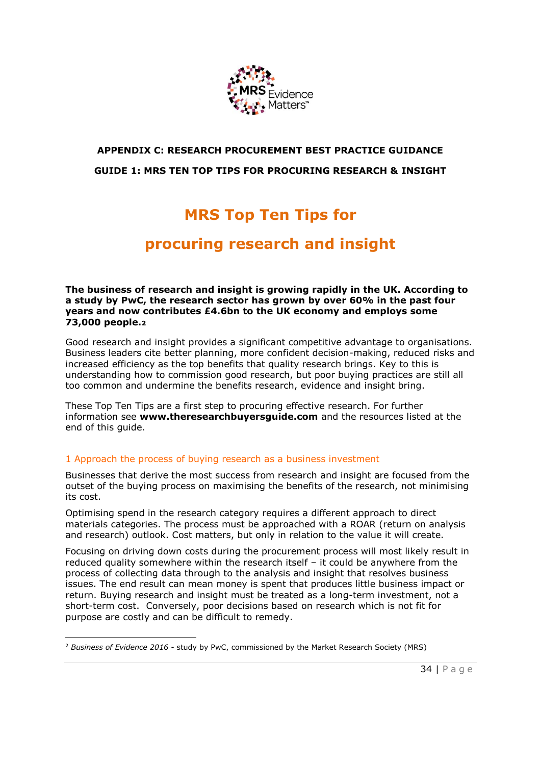**APPENDIX C: RESEARCH PROCUREMENT BEST PRACTICE GUIDANCE**

**GUIDE 1: MRS TEN TOP TIPS FOR PROCURING RESEARCH & INSIGHT**

# MRS Top Ten Tips for procuring research and insight

**The business of research and insight is growing rapidly in the UK. According to a study by PwC, the research sector has grown by over 60% in the past four years and now contributes £4.6bn to the UK economy and employs some 73,000 people.[2]**

Good research and insight provides a significant competitive advantage to organisations. Business leaders cite better planning, more confident decision-making, reduced risks and increased efficiency as the top benefits that quality research brings. Key to this is understanding how to commission good research, but poor buying practices are still all too common and undermine the benefits research, evidence and insight bring.

These Top Ten Tips are a first step to procuring effective research. For further information see **www.theresearchbuyersguide.com** and the resources listed at the end of this guide.

## 1 Approach the process of buying research as a business investment

Businesses that derive the most success from research and insight are focused from the outset of the buying process on maximising the benefits of the research, not minimising its cost.

Optimising spend in the research category requires a different approach to direct materials categories. The process must be approached with a ROAR (return on analysis and research) outlook. Cost matters, but only in relation to the value it will create.

Focusing on driving down costs during the procurement process will most likely result in reduced quality somewhere within the research itself – it could be anywhere from the process of collecting data through to the analysis and insight that resolves business issues. The end result can mean money is spent that produces little business impact or return. Buying research and insight must be treated as a long-term investment, not a short-term cost. Conversely, poor decisions based on research which is not fit for purpose are costly and can be difficult to remedy.

[2] *Business of Evidence 2016* - study by PwC, commissioned by the Market Research Society (MRS)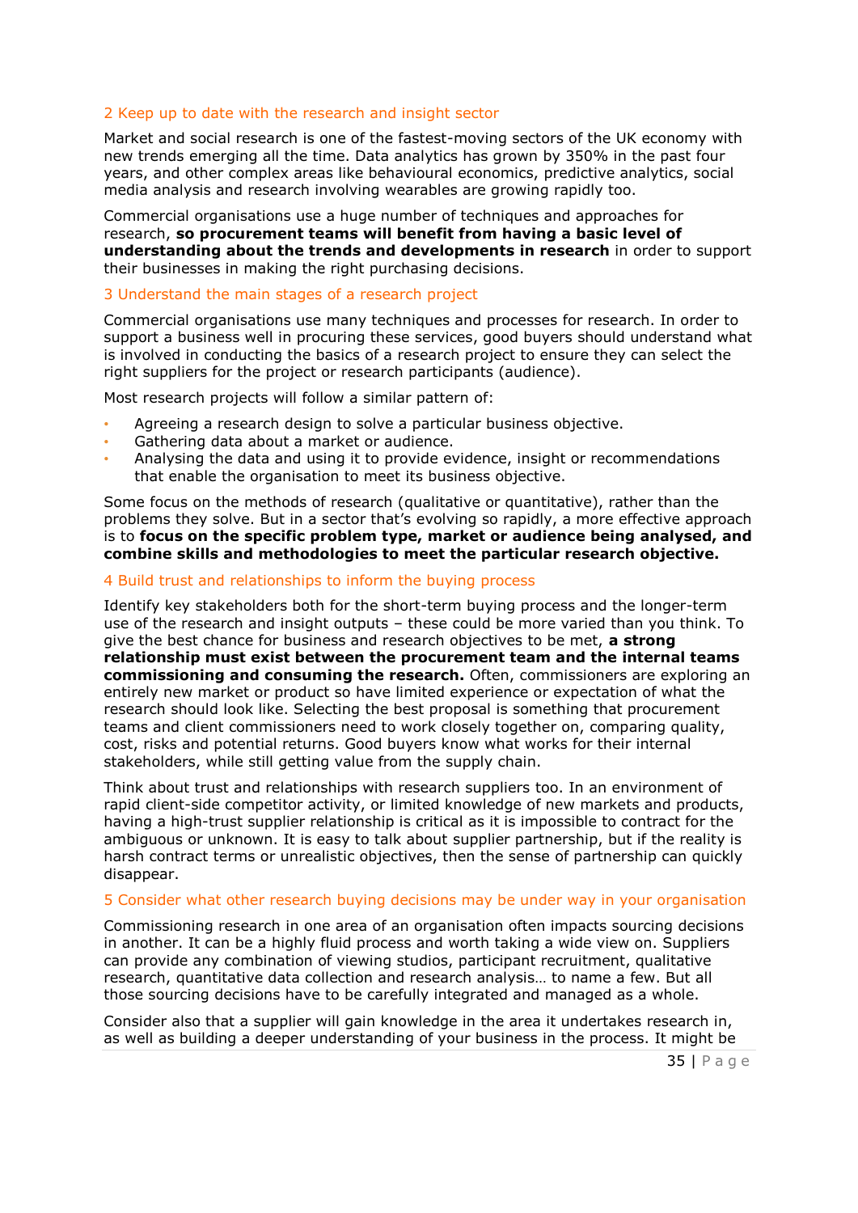## 2 Keep up to date with the research and insight sector

Market and social research is one of the fastest-moving sectors of the UK economy with new trends emerging all the time. Data analytics has grown by 350% in the past four years, and other complex areas like behavioural economics, predictive analytics, social media analysis and research involving wearables are growing rapidly too.

Commercial organisations use a huge number of techniques and approaches for research, **so procurement teams will benefit from having a basic level of understanding about the trends and developments in research** in order to support their businesses in making the right purchasing decisions.

## 3 Understand the main stages of a research project

Commercial organisations use many techniques and processes for research. In order to support a business well in procuring these services, good buyers should understand what is involved in conducting the basics of a research project to ensure they can select the right suppliers for the project or research participants (audience).

Most research projects will follow a similar pattern of:

- Agreeing a research design to solve a particular business objective.
- Gathering data about a market or audience.
- Analysing the data and using it to provide evidence, insight or recommendations that enable the organisation to meet its business objective.

Some focus on the methods of research (qualitative or quantitative), rather than the problems they solve. But in a sector that's evolving so rapidly, a more effective approach is to **focus on the specific problem type, market or audience being analysed, and combine skills and methodologies to meet the particular research objective.**

## 4 Build trust and relationships to inform the buying process

Identify key stakeholders both for the short-term buying process and the longer-term use of the research and insight outputs – these could be more varied than you think. To give the best chance for business and research objectives to be met, **a strong relationship must exist between the procurement team and the internal teams commissioning and consuming the research.** Often, commissioners are exploring an entirely new market or product so have limited experience or expectation of what the research should look like. Selecting the best proposal is something that procurement teams and client commissioners need to work closely together on, comparing quality, cost, risks and potential returns. Good buyers know what works for their internal stakeholders, while still getting value from the supply chain.

Think about trust and relationships with research suppliers too. In an environment of rapid client-side competitor activity, or limited knowledge of new markets and products, having a high-trust supplier relationship is critical as it is impossible to contract for the ambiguous or unknown. It is easy to talk about supplier partnership, but if the reality is harsh contract terms or unrealistic objectives, then the sense of partnership can quickly disappear.

## 5 Consider what other research buying decisions may be under way in your organisation

Commissioning research in one area of an organisation often impacts sourcing decisions in another. It can be a highly fluid process and worth taking a wide view on. Suppliers can provide any combination of viewing studios, participant recruitment, qualitative research, quantitative data collection and research analysis… to name a few. But all those sourcing decisions have to be carefully integrated and managed as a whole.

Consider also that a supplier will gain knowledge in the area it undertakes research in, as well as building a deeper understanding of your business in the process. It might be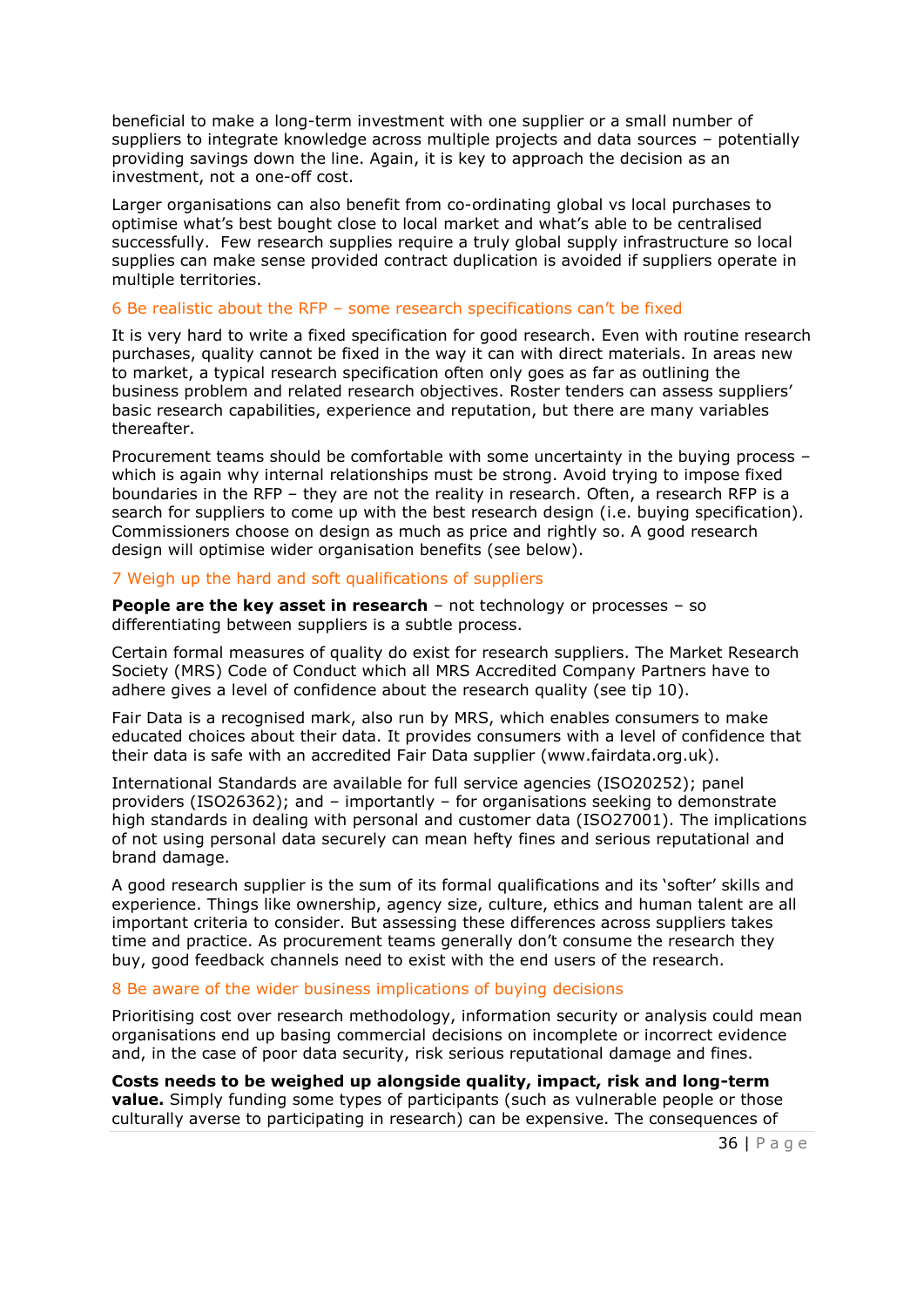beneficial to make a long-term investment with one supplier or a small number of suppliers to integrate knowledge across multiple projects and data sources – potentially providing savings down the line. Again, it is key to approach the decision as an investment, not a one-off cost.

Larger organisations can also benefit from co-ordinating global vs local purchases to optimise what's best bought close to local market and what's able to be centralised successfully. Few research supplies require a truly global supply infrastructure so local supplies can make sense provided contract duplication is avoided if suppliers operate in multiple territories.

### 6 Be realistic about the RFP – some research specifications can't be fixed

It is very hard to write a fixed specification for good research. Even with routine research purchases, quality cannot be fixed in the way it can with direct materials. In areas new to market, a typical research specification often only goes as far as outlining the business problem and related research objectives. Roster tenders can assess suppliers' basic research capabilities, experience and reputation, but there are many variables thereafter.

Procurement teams should be comfortable with some uncertainty in the buying process – which is again why internal relationships must be strong. Avoid trying to impose fixed boundaries in the RFP – they are not the reality in research. Often, a research RFP is a search for suppliers to come up with the best research design (i.e. buying specification). Commissioners choose on design as much as price and rightly so. A good research design will optimise wider organisation benefits (see below).

### 7 Weigh up the hard and soft qualifications of suppliers

**People are the key asset in research** – not technology or processes – so differentiating between suppliers is a subtle process.

Certain formal measures of quality do exist for research suppliers. The Market Research Society (MRS) Code of Conduct which all MRS Accredited Company Partners have to adhere gives a level of confidence about the research quality (see tip 10).

Fair Data is a recognised mark, also run by MRS, which enables consumers to make educated choices about their data. It provides consumers with a level of confidence that their data is safe with an accredited Fair Data supplier (www.fairdata.org.uk).

International Standards are available for full service agencies (ISO20252); panel providers (ISO26362); and – importantly – for organisations seeking to demonstrate high standards in dealing with personal and customer data (ISO27001). The implications of not using personal data securely can mean hefty fines and serious reputational and brand damage.

A good research supplier is the sum of its formal qualifications and its 'softer' skills and experience. Things like ownership, agency size, culture, ethics and human talent are all important criteria to consider. But assessing these differences across suppliers takes time and practice. As procurement teams generally don't consume the research they buy, good feedback channels need to exist with the end users of the research.

### 8 Be aware of the wider business implications of buying decisions

Prioritising cost over research methodology, information security or analysis could mean organisations end up basing commercial decisions on incomplete or incorrect evidence and, in the case of poor data security, risk serious reputational damage and fines.

**Costs needs to be weighed up alongside quality, impact, risk and long-term value.** Simply funding some types of participants (such as vulnerable people or those culturally averse to participating in research) can be expensive. The consequences of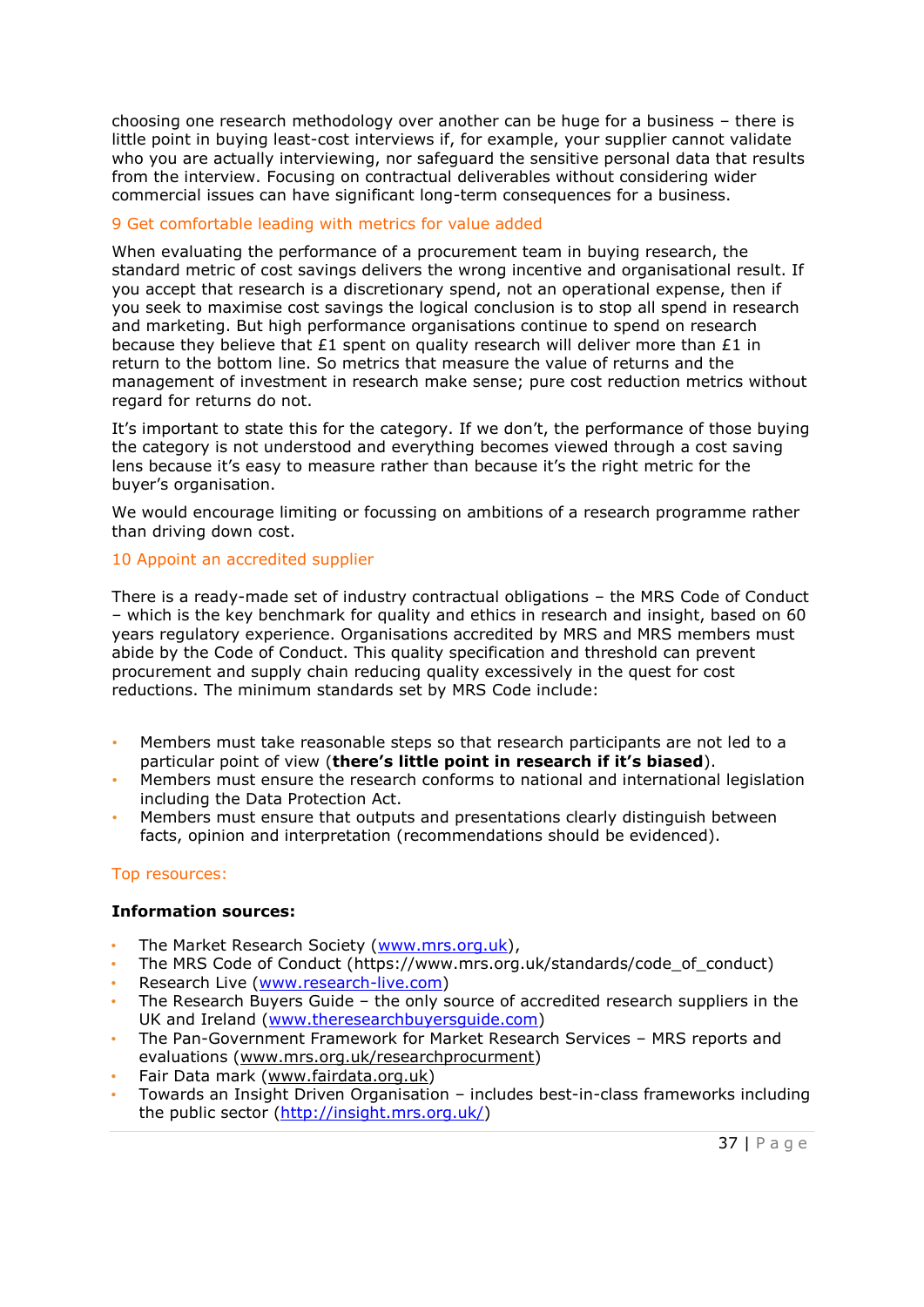choosing one research methodology over another can be huge for a business – there is little point in buying least-cost interviews if, for example, your supplier cannot validate who you are actually interviewing, nor safeguard the sensitive personal data that results from the interview. Focusing on contractual deliverables without considering wider commercial issues can have significant long-term consequences for a business.

### 9 Get comfortable leading with metrics for value added

When evaluating the performance of a procurement team in buying research, the standard metric of cost savings delivers the wrong incentive and organisational result. If you accept that research is a discretionary spend, not an operational expense, then if you seek to maximise cost savings the logical conclusion is to stop all spend in research and marketing. But high performance organisations continue to spend on research because they believe that £1 spent on quality research will deliver more than £1 in return to the bottom line. So metrics that measure the value of returns and the management of investment in research make sense; pure cost reduction metrics without regard for returns do not.

It's important to state this for the category. If we don't, the performance of those buying the category is not understood and everything becomes viewed through a cost saving lens because it's easy to measure rather than because it's the right metric for the buyer's organisation.

We would encourage limiting or focussing on ambitions of a research programme rather than driving down cost.

### 10 Appoint an accredited supplier

There is a ready-made set of industry contractual obligations – the MRS Code of Conduct – which is the key benchmark for quality and ethics in research and insight, based on 60 years regulatory experience. Organisations accredited by MRS and MRS members must abide by the Code of Conduct. This quality specification and threshold can prevent procurement and supply chain reducing quality excessively in the quest for cost reductions. The minimum standards set by MRS Code include:

- Members must take reasonable steps so that research participants are not led to a particular point of view (**there's little point in research if it's biased**).
- Members must ensure the research conforms to national and international legislation including the Data Protection Act.
- Members must ensure that outputs and presentations clearly distinguish between facts, opinion and interpretation (recommendations should be evidenced).

### Top resources:

**Information sources:**

- The Market Research Society (www.mrs.org.uk),
- The MRS Code of Conduct (https://www.mrs.org.uk/standards/code_of_conduct)
- Research Live (www.research-live.com)
- The Research Buyers Guide – the only source of accredited research suppliers in the UK and Ireland (www.theresearchbuyersguide.com)
- The Pan-Government Framework for Market Research Services – MRS reports and evaluations (www.mrs.org.uk/researchprocurment)
- Fair Data mark (www.fairdata.org.uk)
- Towards an Insight Driven Organisation – includes best-in-class frameworks including the public sector (http://insight.mrs.org.uk/)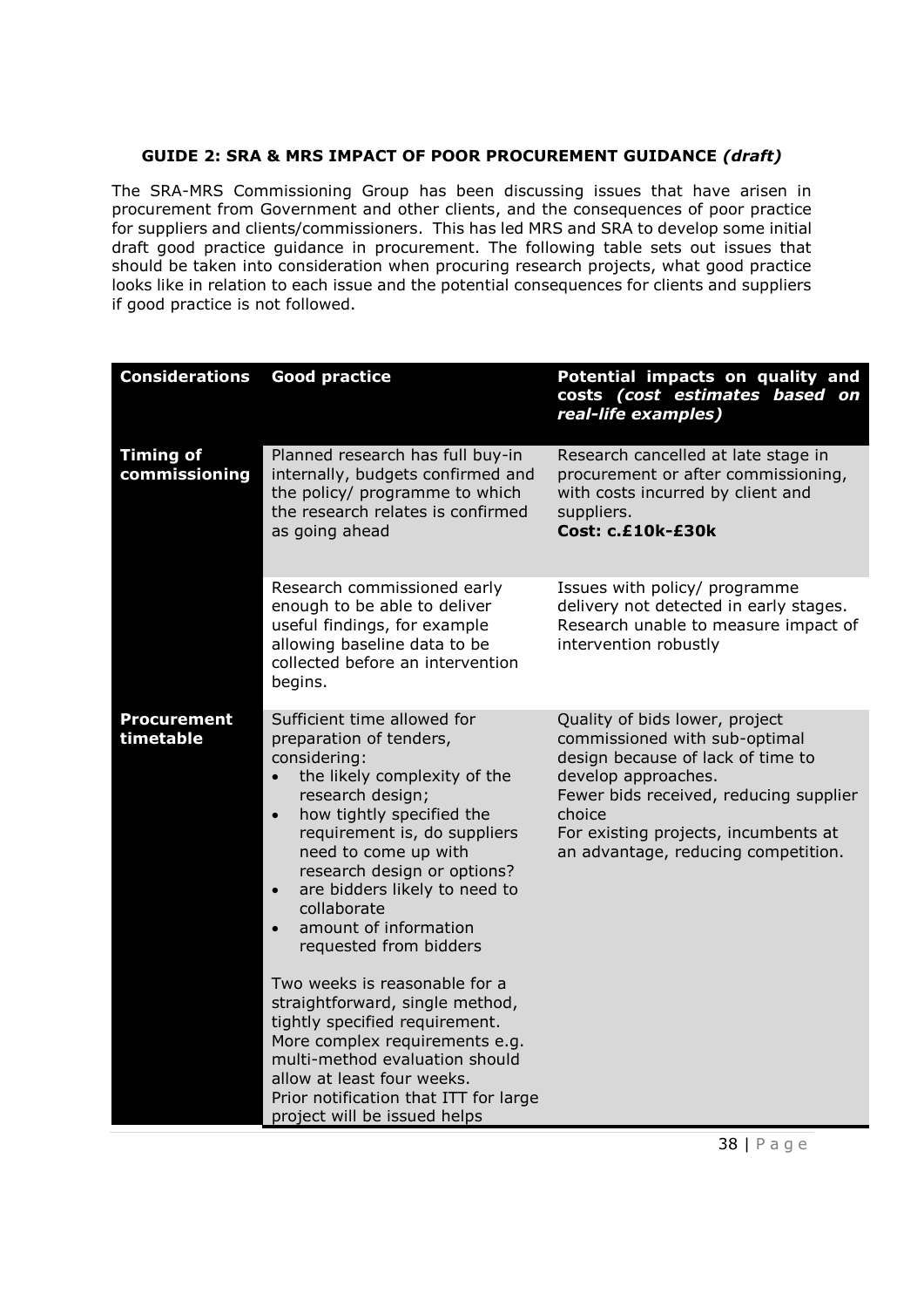### GUIDE 2: SRA & MRS IMPACT OF POOR PROCUREMENT GUIDANCE *(draft)*

The SRA-MRS Commissioning Group has been discussing issues that have arisen in procurement from Government and other clients, and the consequences of poor practice for suppliers and clients/commissioners. This has led MRS and SRA to develop some initial draft good practice guidance in procurement. The following table sets out issues that should be taken into consideration when procuring research projects, what good practice looks like in relation to each issue and the potential consequences for clients and suppliers if good practice is not followed.

| Considerations | Good practice | Potential impacts on quality and costs *(cost estimates based on real-life examples)* |
|---|---|---|
| **Timing of commissioning** | Planned research has full buy-in internally, budgets confirmed and the policy/ programme to which the research relates is confirmed as going ahead | Research cancelled at late stage in procurement or after commissioning, with costs incurred by client and suppliers. **Cost: c.£10k-£30k** |
| | Research commissioned early enough to be able to deliver useful findings, for example allowing baseline data to be collected before an intervention begins. | Issues with policy/ programme delivery not detected in early stages. Research unable to measure impact of intervention robustly |
| **Procurement timetable** | Sufficient time allowed for preparation of tenders, considering:<br>• the likely complexity of the research design;<br>• how tightly specified the requirement is, do suppliers need to come up with research design or options?<br>• are bidders likely to need to collaborate<br>• amount of information requested from bidders<br><br>Two weeks is reasonable for a straightforward, single method, tightly specified requirement. More complex requirements e.g. multi-method evaluation should allow at least four weeks. Prior notification that ITT for large project will be issued helps | Quality of bids lower, project commissioned with sub-optimal design because of lack of time to develop approaches.<br>Fewer bids received, reducing supplier choice<br>For existing projects, incumbents at an advantage, reducing competition. |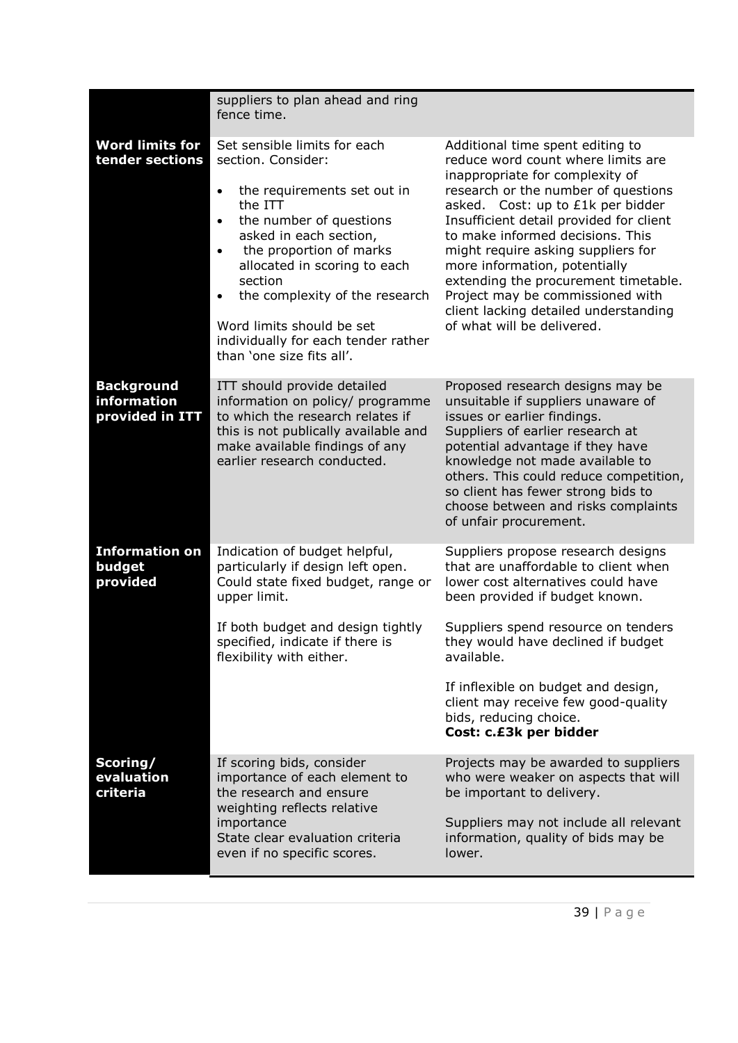| | | |
|---|---|---|
| | suppliers to plan ahead and ring fence time. | |
| **Word limits for tender sections** | Set sensible limits for each section. Consider:<br>• the requirements set out in the ITT<br>• the number of questions asked in each section,<br>• the proportion of marks allocated in scoring to each section<br>• the complexity of the research<br><br>Word limits should be set individually for each tender rather than 'one size fits all'. | Additional time spent editing to reduce word count where limits are inappropriate for complexity of research or the number of questions asked. Cost: up to £1k per bidder<br>Insufficient detail provided for client to make informed decisions. This might require asking suppliers for more information, potentially extending the procurement timetable. Project may be commissioned with client lacking detailed understanding of what will be delivered. |
| **Background information provided in ITT** | ITT should provide detailed information on policy/ programme to which the research relates if this is not publically available and make available findings of any earlier research conducted. | Proposed research designs may be unsuitable if suppliers unaware of issues or earlier findings.<br>Suppliers of earlier research at potential advantage if they have knowledge not made available to others. This could reduce competition, so client has fewer strong bids to choose between and risks complaints of unfair procurement. |
| **Information on budget provided** | Indication of budget helpful, particularly if design left open. Could state fixed budget, range or upper limit.<br><br>If both budget and design tightly specified, indicate if there is flexibility with either. | Suppliers propose research designs that are unaffordable to client when lower cost alternatives could have been provided if budget known.<br><br>Suppliers spend resource on tenders they would have declined if budget available.<br><br>If inflexible on budget and design, client may receive few good-quality bids, reducing choice.<br>**Cost: c.£3k per bidder** |
| **Scoring/ evaluation criteria** | If scoring bids, consider importance of each element to the research and ensure weighting reflects relative importance<br>State clear evaluation criteria even if no specific scores. | Projects may be awarded to suppliers who were weaker on aspects that will be important to delivery.<br><br>Suppliers may not include all relevant information, quality of bids may be lower. |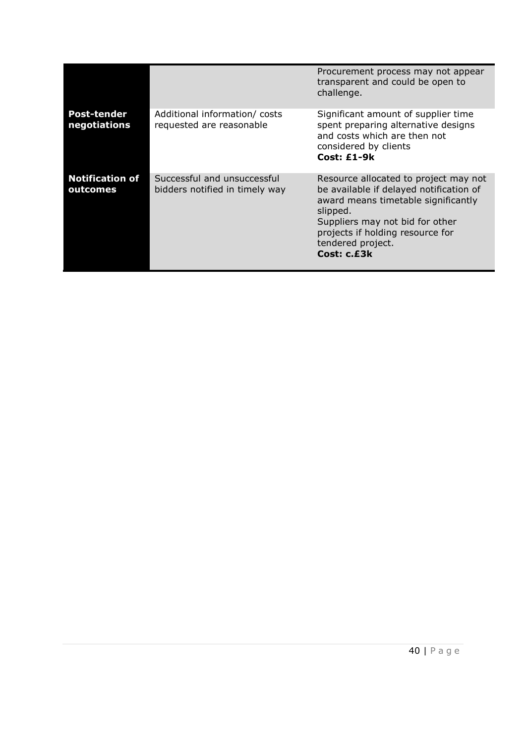| | | |
|---|---|---|
| | | Procurement process may not appear transparent and could be open to challenge. |
| **Post-tender negotiations** | Additional information/ costs requested are reasonable | Significant amount of supplier time spent preparing alternative designs and costs which are then not considered by clients<br>**Cost: £1-9k** |
| **Notification of outcomes** | Successful and unsuccessful bidders notified in timely way | Resource allocated to project may not be available if delayed notification of award means timetable significantly slipped.<br>Suppliers may not bid for other projects if holding resource for tendered project.<br>**Cost: c.£3k** |